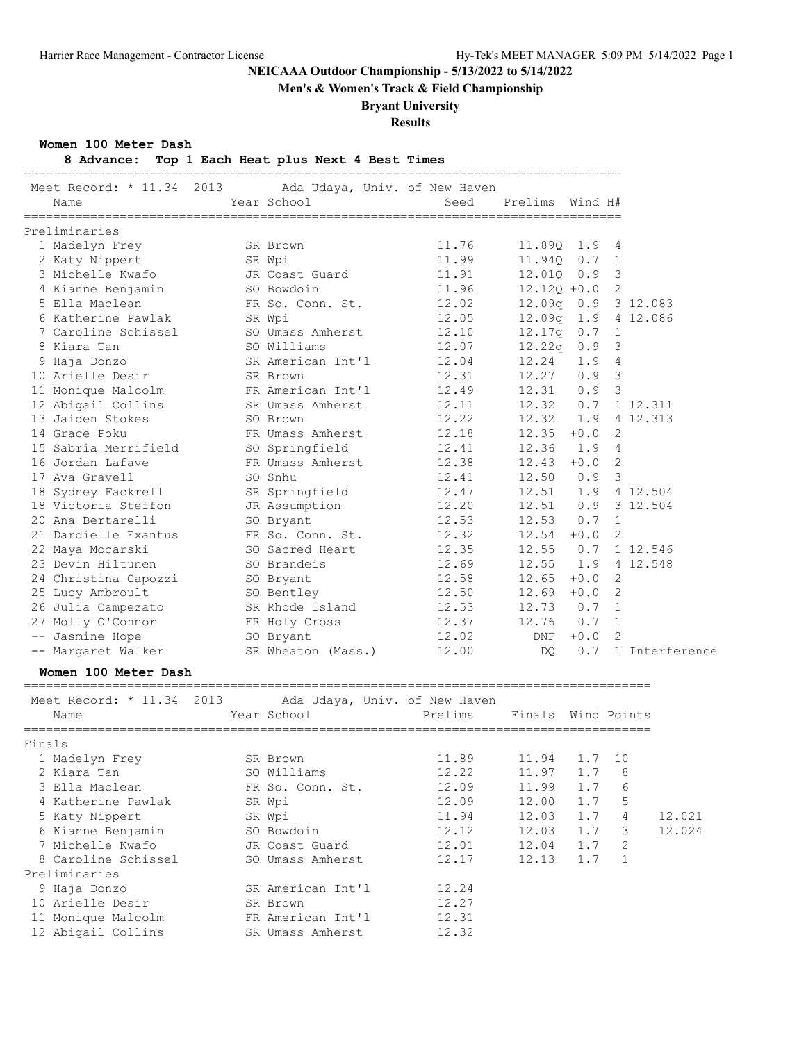**NEICAAA Outdoor Championship - 5/13/2022 to 5/14/2022**

**Men's & Women's Track & Field Championship**

**Bryant University**

**Results**

## Women 100 Meter Dash

**8 Advance: Top 1 Each Heat plus Next 4 Best Times**

Meet Record: * 11.34 2013 Ada Udaya, Univ. of New Haven

### Preliminaries

| Place | Name | Year | School | Seed | Prelims | Wind | H# | |
|---|---|---|---|---|---|---|---|---|
| 1 | Madelyn Frey | SR | Brown | 11.76 | 11.89Q | 1.9 | 4 | |
| 2 | Katy Nippert | SR | Wpi | 11.99 | 11.94Q | 0.7 | 1 | |
| 3 | Michelle Kwafo | JR | Coast Guard | 11.91 | 12.01Q | 0.9 | 3 | |
| 4 | Kianne Benjamin | SO | Bowdoin | 11.96 | 12.12Q | +0.0 | 2 | |
| 5 | Ella Maclean | FR | So. Conn. St. | 12.02 | 12.09q | 0.9 | 3 | 12.083 |
| 6 | Katherine Pawlak | SR | Wpi | 12.05 | 12.09q | 1.9 | 4 | 12.086 |
| 7 | Caroline Schissel | SO | Umass Amherst | 12.10 | 12.17q | 0.7 | 1 | |
| 8 | Kiara Tan | SO | Williams | 12.07 | 12.22q | 0.9 | 3 | |
| 9 | Haja Donzo | SR | American Int'l | 12.04 | 12.24 | 1.9 | 4 | |
| 10 | Arielle Desir | SR | Brown | 12.31 | 12.27 | 0.9 | 3 | |
| 11 | Monique Malcolm | FR | American Int'l | 12.49 | 12.31 | 0.9 | 3 | |
| 12 | Abigail Collins | SR | Umass Amherst | 12.11 | 12.32 | 0.7 | 1 | 12.311 |
| 13 | Jaiden Stokes | SO | Brown | 12.22 | 12.32 | 1.9 | 4 | 12.313 |
| 14 | Grace Poku | FR | Umass Amherst | 12.18 | 12.35 | +0.0 | 2 | |
| 15 | Sabria Merrifield | SO | Springfield | 12.41 | 12.36 | 1.9 | 4 | |
| 16 | Jordan Lafave | FR | Umass Amherst | 12.38 | 12.43 | +0.0 | 2 | |
| 17 | Ava Gravell | SO | Snhu | 12.41 | 12.50 | 0.9 | 3 | |
| 18 | Sydney Fackrell | SR | Springfield | 12.47 | 12.51 | 1.9 | 4 | 12.504 |
| 18 | Victoria Steffon | JR | Assumption | 12.20 | 12.51 | 0.9 | 3 | 12.504 |
| 20 | Ana Bertarelli | SO | Bryant | 12.53 | 12.53 | 0.7 | 1 | |
| 21 | Dardielle Exantus | FR | So. Conn. St. | 12.32 | 12.54 | +0.0 | 2 | |
| 22 | Maya Mocarski | SO | Sacred Heart | 12.35 | 12.55 | 0.7 | 1 | 12.546 |
| 23 | Devin Hiltunen | SO | Brandeis | 12.69 | 12.55 | 1.9 | 4 | 12.548 |
| 24 | Christina Capozzi | SO | Bryant | 12.58 | 12.65 | +0.0 | 2 | |
| 25 | Lucy Ambroult | SO | Bentley | 12.50 | 12.69 | +0.0 | 2 | |
| 26 | Julia Campezato | SR | Rhode Island | 12.53 | 12.73 | 0.7 | 1 | |
| 27 | Molly O'Connor | FR | Holy Cross | 12.37 | 12.76 | 0.7 | 1 | |
| -- | Jasmine Hope | SO | Bryant | 12.02 | DNF | +0.0 | 2 | |
| -- | Margaret Walker | SR | Wheaton (Mass.) | 12.00 | DQ | 0.7 | 1 | Interference |

## Women 100 Meter Dash

Meet Record: * 11.34 2013 Ada Udaya, Univ. of New Haven

### Finals

| Place | Name | Year | School | Prelims | Finals | Wind | Points | |
|---|---|---|---|---|---|---|---|---|
| 1 | Madelyn Frey | SR | Brown | 11.89 | 11.94 | 1.7 | 10 | |
| 2 | Kiara Tan | SO | Williams | 12.22 | 11.97 | 1.7 | 8 | |
| 3 | Ella Maclean | FR | So. Conn. St. | 12.09 | 11.99 | 1.7 | 6 | |
| 4 | Katherine Pawlak | SR | Wpi | 12.09 | 12.00 | 1.7 | 5 | |
| 5 | Katy Nippert | SR | Wpi | 11.94 | 12.03 | 1.7 | 4 | 12.021 |
| 6 | Kianne Benjamin | SO | Bowdoin | 12.12 | 12.03 | 1.7 | 3 | 12.024 |
| 7 | Michelle Kwafo | JR | Coast Guard | 12.01 | 12.04 | 1.7 | 2 | |
| 8 | Caroline Schissel | SO | Umass Amherst | 12.17 | 12.13 | 1.7 | 1 | |

### Preliminaries

| Place | Name | Year | School | Prelims |
|---|---|---|---|---|
| 9 | Haja Donzo | SR | American Int'l | 12.24 |
| 10 | Arielle Desir | SR | Brown | 12.27 |
| 11 | Monique Malcolm | FR | American Int'l | 12.31 |
| 12 | Abigail Collins | SR | Umass Amherst | 12.32 |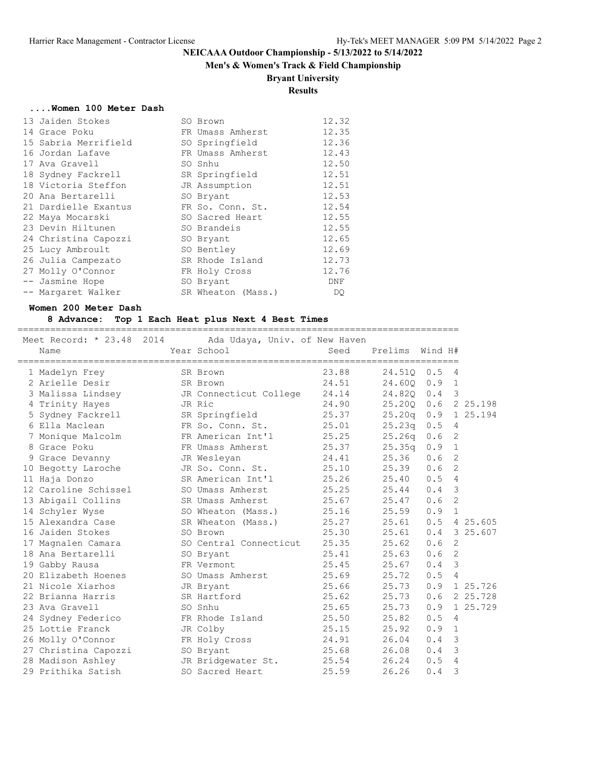# NEICAAA Outdoor Championship - 5/13/2022 to 5/14/2022

## Men's & Women's Track & Field Championship

## Bryant University

## Results

### ....Women 100 Meter Dash

| Place | Name | Year | School | Finals |
|---|---|---|---|---|
| 13 | Jaiden Stokes | SO | Brown | 12.32 |
| 14 | Grace Poku | FR | Umass Amherst | 12.35 |
| 15 | Sabria Merrifield | SO | Springfield | 12.36 |
| 16 | Jordan Lafave | FR | Umass Amherst | 12.43 |
| 17 | Ava Gravell | SO | Snhu | 12.50 |
| 18 | Sydney Fackrell | SR | Springfield | 12.51 |
| 18 | Victoria Steffon | JR | Assumption | 12.51 |
| 20 | Ana Bertarelli | SO | Bryant | 12.53 |
| 21 | Dardielle Exantus | FR | So. Conn. St. | 12.54 |
| 22 | Maya Mocarski | SO | Sacred Heart | 12.55 |
| 23 | Devin Hiltunen | SO | Brandeis | 12.55 |
| 24 | Christina Capozzi | SO | Bryant | 12.65 |
| 25 | Lucy Ambroult | SO | Bentley | 12.69 |
| 26 | Julia Campezato | SR | Rhode Island | 12.73 |
| 27 | Molly O'Connor | FR | Holy Cross | 12.76 |
| -- | Jasmine Hope | SO | Bryant | DNF |
| -- | Margaret Walker | SR | Wheaton (Mass.) | DQ |

### Women 200 Meter Dash

8 Advance: Top 1 Each Heat plus Next 4 Best Times

Meet Record: * 23.48 2014 Ada Udaya, Univ. of New Haven

| Place | Name | Year | School | Seed | Prelims | Wind | H# | |
|---|---|---|---|---|---|---|---|---|
| 1 | Madelyn Frey | SR | Brown | 23.88 | 24.51Q | 0.5 | 4 | |
| 2 | Arielle Desir | SR | Brown | 24.51 | 24.60Q | 0.9 | 1 | |
| 3 | Malissa Lindsey | JR | Connecticut College | 24.14 | 24.82Q | 0.4 | 3 | |
| 4 | Trinity Hayes | JR | Ric | 24.90 | 25.20Q | 0.6 | 2 | 25.198 |
| 5 | Sydney Fackrell | SR | Springfield | 25.37 | 25.20q | 0.9 | 1 | 25.194 |
| 6 | Ella Maclean | FR | So. Conn. St. | 25.01 | 25.23q | 0.5 | 4 | |
| 7 | Monique Malcolm | FR | American Int'l | 25.25 | 25.26q | 0.6 | 2 | |
| 8 | Grace Poku | FR | Umass Amherst | 25.37 | 25.35q | 0.9 | 1 | |
| 9 | Grace Devanny | JR | Wesleyan | 24.41 | 25.36 | 0.6 | 2 | |
| 10 | Begotty Laroche | JR | So. Conn. St. | 25.10 | 25.39 | 0.6 | 2 | |
| 11 | Haja Donzo | SR | American Int'l | 25.26 | 25.40 | 0.5 | 4 | |
| 12 | Caroline Schissel | SO | Umass Amherst | 25.25 | 25.44 | 0.4 | 3 | |
| 13 | Abigail Collins | SR | Umass Amherst | 25.67 | 25.47 | 0.6 | 2 | |
| 14 | Schyler Wyse | SO | Wheaton (Mass.) | 25.16 | 25.59 | 0.9 | 1 | |
| 15 | Alexandra Case | SR | Wheaton (Mass.) | 25.27 | 25.61 | 0.5 | 4 | 25.605 |
| 16 | Jaiden Stokes | SO | Brown | 25.30 | 25.61 | 0.4 | 3 | 25.607 |
| 17 | Magnalen Camara | SO | Central Connecticut | 25.35 | 25.62 | 0.6 | 2 | |
| 18 | Ana Bertarelli | SO | Bryant | 25.41 | 25.63 | 0.6 | 2 | |
| 19 | Gabby Rausa | FR | Vermont | 25.45 | 25.67 | 0.4 | 3 | |
| 20 | Elizabeth Hoenes | SO | Umass Amherst | 25.69 | 25.72 | 0.5 | 4 | |
| 21 | Nicole Xiarhos | JR | Bryant | 25.66 | 25.73 | 0.9 | 1 | 25.726 |
| 22 | Brianna Harris | SR | Hartford | 25.62 | 25.73 | 0.6 | 2 | 25.728 |
| 23 | Ava Gravell | SO | Snhu | 25.65 | 25.73 | 0.9 | 1 | 25.729 |
| 24 | Sydney Federico | FR | Rhode Island | 25.50 | 25.82 | 0.5 | 4 | |
| 25 | Lottie Franck | JR | Colby | 25.15 | 25.92 | 0.9 | 1 | |
| 26 | Molly O'Connor | FR | Holy Cross | 24.91 | 26.04 | 0.4 | 3 | |
| 27 | Christina Capozzi | SO | Bryant | 25.68 | 26.08 | 0.4 | 3 | |
| 28 | Madison Ashley | JR | Bridgewater St. | 25.54 | 26.24 | 0.5 | 4 | |
| 29 | Prithika Satish | SO | Sacred Heart | 25.59 | 26.26 | 0.4 | 3 | |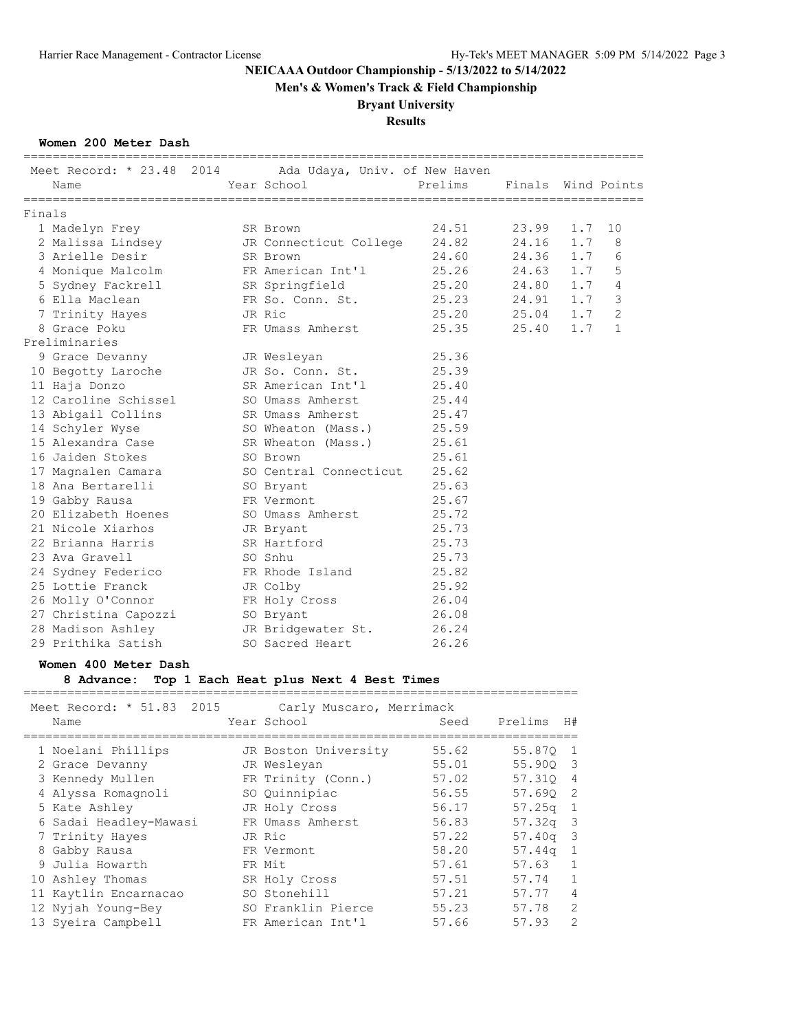# NEICAAA Outdoor Championship - 5/13/2022 to 5/14/2022

## Men's & Women's Track & Field Championship

## Bryant University

## Results

### Women 200 Meter Dash

Meet Record: * 23.48 2014 Ada Udaya, Univ. of New Haven

| Place | Name | Year | School | Prelims | Finals | Wind | Points |
|---|---|---|---|---|---|---|---|
| **Finals** | | | | | | | |
| 1 | Madelyn Frey | SR | Brown | 24.51 | 23.99 | 1.7 | 10 |
| 2 | Malissa Lindsey | JR | Connecticut College | 24.82 | 24.16 | 1.7 | 8 |
| 3 | Arielle Desir | SR | Brown | 24.60 | 24.36 | 1.7 | 6 |
| 4 | Monique Malcolm | FR | American Int'l | 25.26 | 24.63 | 1.7 | 5 |
| 5 | Sydney Fackrell | SR | Springfield | 25.20 | 24.80 | 1.7 | 4 |
| 6 | Ella Maclean | FR | So. Conn. St. | 25.23 | 24.91 | 1.7 | 3 |
| 7 | Trinity Hayes | JR | Ric | 25.20 | 25.04 | 1.7 | 2 |
| 8 | Grace Poku | FR | Umass Amherst | 25.35 | 25.40 | 1.7 | 1 |
| **Preliminaries** | | | | | | | |
| 9 | Grace Devanny | JR | Wesleyan | 25.36 | | | |
| 10 | Begotty Laroche | JR | So. Conn. St. | 25.39 | | | |
| 11 | Haja Donzo | SR | American Int'l | 25.40 | | | |
| 12 | Caroline Schissel | SO | Umass Amherst | 25.44 | | | |
| 13 | Abigail Collins | SR | Umass Amherst | 25.47 | | | |
| 14 | Schyler Wyse | SO | Wheaton (Mass.) | 25.59 | | | |
| 15 | Alexandra Case | SR | Wheaton (Mass.) | 25.61 | | | |
| 16 | Jaiden Stokes | SO | Brown | 25.61 | | | |
| 17 | Magnalen Camara | SO | Central Connecticut | 25.62 | | | |
| 18 | Ana Bertarelli | SO | Bryant | 25.63 | | | |
| 19 | Gabby Rausa | FR | Vermont | 25.67 | | | |
| 20 | Elizabeth Hoenes | SO | Umass Amherst | 25.72 | | | |
| 21 | Nicole Xiarhos | JR | Bryant | 25.73 | | | |
| 22 | Brianna Harris | SR | Hartford | 25.73 | | | |
| 23 | Ava Gravell | SO | Snhu | 25.73 | | | |
| 24 | Sydney Federico | FR | Rhode Island | 25.82 | | | |
| 25 | Lottie Franck | JR | Colby | 25.92 | | | |
| 26 | Molly O'Connor | FR | Holy Cross | 26.04 | | | |
| 27 | Christina Capozzi | SO | Bryant | 26.08 | | | |
| 28 | Madison Ashley | JR | Bridgewater St. | 26.24 | | | |
| 29 | Prithika Satish | SO | Sacred Heart | 26.26 | | | |

### Women 400 Meter Dash

**8 Advance: Top 1 Each Heat plus Next 4 Best Times**

Meet Record: * 51.83 2015 Carly Muscaro, Merrimack

| Place | Name | Year | School | Seed | Prelims | H# |
|---|---|---|---|---|---|---|
| 1 | Noelani Phillips | JR | Boston University | 55.62 | 55.87Q | 1 |
| 2 | Grace Devanny | JR | Wesleyan | 55.01 | 55.90Q | 3 |
| 3 | Kennedy Mullen | FR | Trinity (Conn.) | 57.02 | 57.31Q | 4 |
| 4 | Alyssa Romagnoli | SO | Quinnipiac | 56.55 | 57.69Q | 2 |
| 5 | Kate Ashley | JR | Holy Cross | 56.17 | 57.25q | 1 |
| 6 | Sadai Headley-Mawasi | FR | Umass Amherst | 56.83 | 57.32q | 3 |
| 7 | Trinity Hayes | JR | Ric | 57.22 | 57.40q | 3 |
| 8 | Gabby Rausa | FR | Vermont | 58.20 | 57.44q | 1 |
| 9 | Julia Howarth | FR | Mit | 57.61 | 57.63 | 1 |
| 10 | Ashley Thomas | SR | Holy Cross | 57.51 | 57.74 | 1 |
| 11 | Kaytlin Encarnacao | SO | Stonehill | 57.21 | 57.77 | 4 |
| 12 | Nyjah Young-Bey | SO | Franklin Pierce | 55.23 | 57.78 | 2 |
| 13 | Syeira Campbell | FR | American Int'l | 57.66 | 57.93 | 2 |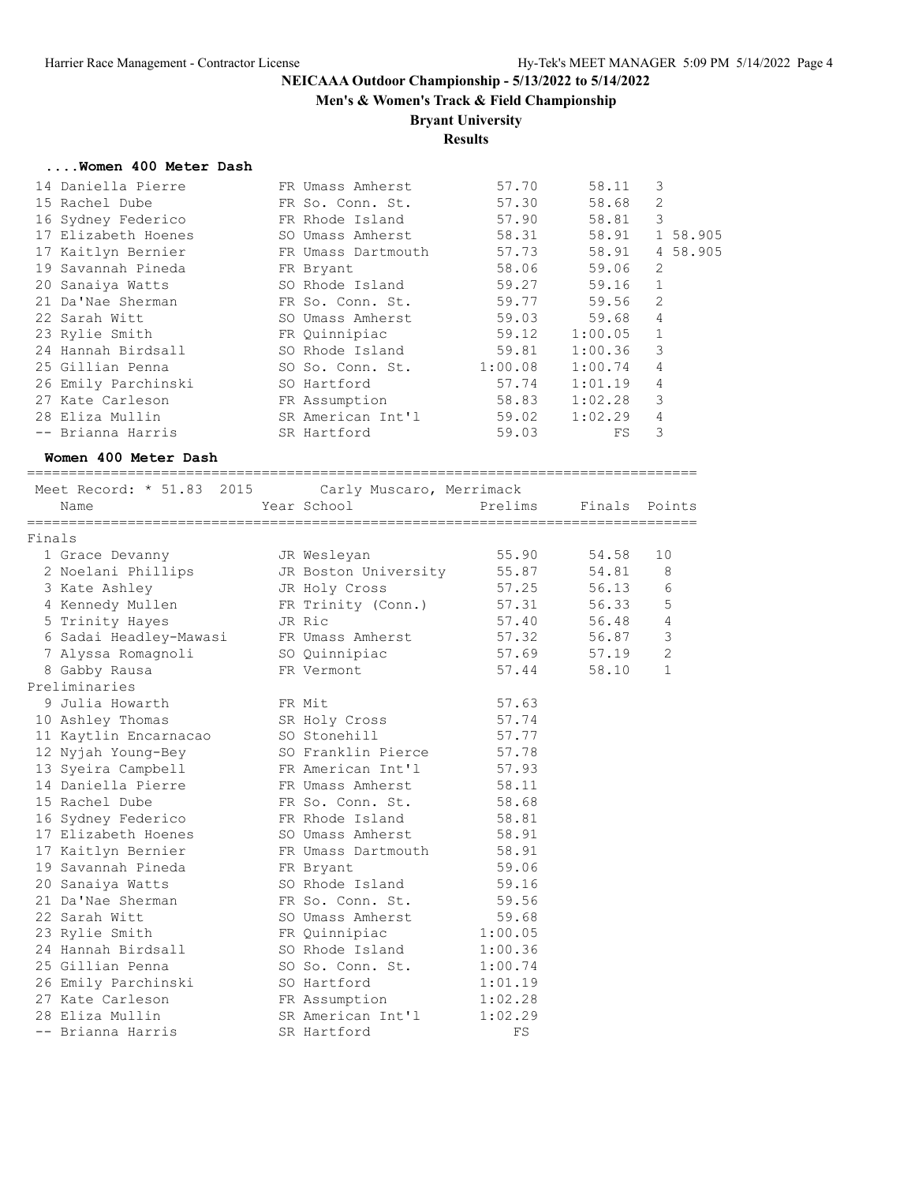NEICAAA Outdoor Championship - 5/13/2022 to 5/14/2022

Men's & Women's Track & Field Championship

Bryant University

**Results**

### ....Women 400 Meter Dash

| Place | Name | Year | School | Seed | Prelims | H# | Tiebreak |
|---|---|---|---|---|---|---|---|
| 14 | Daniella Pierre | FR | Umass Amherst | 57.70 | 58.11 | 3 | |
| 15 | Rachel Dube | FR | So. Conn. St. | 57.30 | 58.68 | 2 | |
| 16 | Sydney Federico | FR | Rhode Island | 57.90 | 58.81 | 3 | |
| 17 | Elizabeth Hoenes | SO | Umass Amherst | 58.31 | 58.91 | 1 | 58.905 |
| 17 | Kaitlyn Bernier | FR | Umass Dartmouth | 57.73 | 58.91 | 4 | 58.905 |
| 19 | Savannah Pineda | FR | Bryant | 58.06 | 59.06 | 2 | |
| 20 | Sanaiya Watts | SO | Rhode Island | 59.27 | 59.16 | 1 | |
| 21 | Da'Nae Sherman | FR | So. Conn. St. | 59.77 | 59.56 | 2 | |
| 22 | Sarah Witt | SO | Umass Amherst | 59.03 | 59.68 | 4 | |
| 23 | Rylie Smith | FR | Quinnipiac | 59.12 | 1:00.05 | 1 | |
| 24 | Hannah Birdsall | SO | Rhode Island | 59.81 | 1:00.36 | 3 | |
| 25 | Gillian Penna | SO | So. Conn. St. | 1:00.08 | 1:00.74 | 4 | |
| 26 | Emily Parchinski | SO | Hartford | 57.74 | 1:01.19 | 4 | |
| 27 | Kate Carleson | FR | Assumption | 58.83 | 1:02.28 | 3 | |
| 28 | Eliza Mullin | SR | American Int'l | 59.02 | 1:02.29 | 4 | |
| -- | Brianna Harris | SR | Hartford | 59.03 | FS | 3 | |

### Women 400 Meter Dash

Meet Record: * 51.83 2015 Carly Muscaro, Merrimack

| Place | Name | Year | School | Prelims | Finals | Points |
|---|---|---|---|---|---|---|
| **Finals** | | | | | | |
| 1 | Grace Devanny | JR | Wesleyan | 55.90 | 54.58 | 10 |
| 2 | Noelani Phillips | JR | Boston University | 55.87 | 54.81 | 8 |
| 3 | Kate Ashley | JR | Holy Cross | 57.25 | 56.13 | 6 |
| 4 | Kennedy Mullen | FR | Trinity (Conn.) | 57.31 | 56.33 | 5 |
| 5 | Trinity Hayes | JR | Ric | 57.40 | 56.48 | 4 |
| 6 | Sadai Headley-Mawasi | FR | Umass Amherst | 57.32 | 56.87 | 3 |
| 7 | Alyssa Romagnoli | SO | Quinnipiac | 57.69 | 57.19 | 2 |
| 8 | Gabby Rausa | FR | Vermont | 57.44 | 58.10 | 1 |
| **Preliminaries** | | | | | | |
| 9 | Julia Howarth | FR | Mit | 57.63 | | |
| 10 | Ashley Thomas | SR | Holy Cross | 57.74 | | |
| 11 | Kaytlin Encarnacao | SO | Stonehill | 57.77 | | |
| 12 | Nyjah Young-Bey | SO | Franklin Pierce | 57.78 | | |
| 13 | Syeira Campbell | FR | American Int'l | 57.93 | | |
| 14 | Daniella Pierre | FR | Umass Amherst | 58.11 | | |
| 15 | Rachel Dube | FR | So. Conn. St. | 58.68 | | |
| 16 | Sydney Federico | FR | Rhode Island | 58.81 | | |
| 17 | Elizabeth Hoenes | SO | Umass Amherst | 58.91 | | |
| 17 | Kaitlyn Bernier | FR | Umass Dartmouth | 58.91 | | |
| 19 | Savannah Pineda | FR | Bryant | 59.06 | | |
| 20 | Sanaiya Watts | SO | Rhode Island | 59.16 | | |
| 21 | Da'Nae Sherman | FR | So. Conn. St. | 59.56 | | |
| 22 | Sarah Witt | SO | Umass Amherst | 59.68 | | |
| 23 | Rylie Smith | FR | Quinnipiac | 1:00.05 | | |
| 24 | Hannah Birdsall | SO | Rhode Island | 1:00.36 | | |
| 25 | Gillian Penna | SO | So. Conn. St. | 1:00.74 | | |
| 26 | Emily Parchinski | SO | Hartford | 1:01.19 | | |
| 27 | Kate Carleson | FR | Assumption | 1:02.28 | | |
| 28 | Eliza Mullin | SR | American Int'l | 1:02.29 | | |
| -- | Brianna Harris | SR | Hartford | FS | | |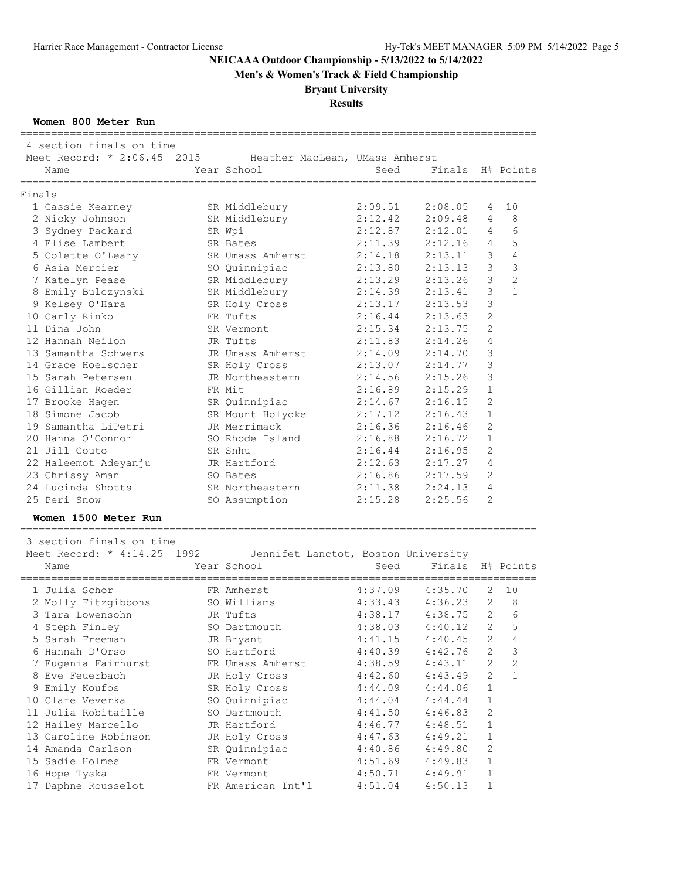**NEICAAA Outdoor Championship - 5/13/2022 to 5/14/2022**

**Men's & Women's Track & Field Championship**

**Bryant University**

**Results**

### Women 800 Meter Run

4 section finals on time

Meet Record: * 2:06.45 2015 Heather MacLean, UMass Amherst

**Finals**

| Place | Name | Year | School | Seed | Finals | H# | Points |
|---|---|---|---|---|---|---|---|
| 1 | Cassie Kearney | SR | Middlebury | 2:09.51 | 2:08.05 | 4 | 10 |
| 2 | Nicky Johnson | SR | Middlebury | 2:12.42 | 2:09.48 | 4 | 8 |
| 3 | Sydney Packard | SR | Wpi | 2:12.87 | 2:12.01 | 4 | 6 |
| 4 | Elise Lambert | SR | Bates | 2:11.39 | 2:12.16 | 4 | 5 |
| 5 | Colette O'Leary | SR | Umass Amherst | 2:14.18 | 2:13.11 | 3 | 4 |
| 6 | Asia Mercier | SO | Quinnipiac | 2:13.80 | 2:13.13 | 3 | 3 |
| 7 | Katelyn Pease | SR | Middlebury | 2:13.29 | 2:13.26 | 3 | 2 |
| 8 | Emily Bulczynski | SR | Middlebury | 2:14.39 | 2:13.41 | 3 | 1 |
| 9 | Kelsey O'Hara | SR | Holy Cross | 2:13.17 | 2:13.53 | 3 | |
| 10 | Carly Rinko | FR | Tufts | 2:16.44 | 2:13.63 | 2 | |
| 11 | Dina John | SR | Vermont | 2:15.34 | 2:13.75 | 2 | |
| 12 | Hannah Neilon | JR | Tufts | 2:11.83 | 2:14.26 | 4 | |
| 13 | Samantha Schwers | JR | Umass Amherst | 2:14.09 | 2:14.70 | 3 | |
| 14 | Grace Hoelscher | SR | Holy Cross | 2:13.07 | 2:14.77 | 3 | |
| 15 | Sarah Petersen | JR | Northeastern | 2:14.56 | 2:15.26 | 3 | |
| 16 | Gillian Roeder | FR | Mit | 2:16.89 | 2:15.29 | 1 | |
| 17 | Brooke Hagen | SR | Quinnipiac | 2:14.67 | 2:16.15 | 2 | |
| 18 | Simone Jacob | SR | Mount Holyoke | 2:17.12 | 2:16.43 | 1 | |
| 19 | Samantha LiPetri | JR | Merrimack | 2:16.36 | 2:16.46 | 2 | |
| 20 | Hanna O'Connor | SO | Rhode Island | 2:16.88 | 2:16.72 | 1 | |
| 21 | Jill Couto | SR | Snhu | 2:16.44 | 2:16.95 | 2 | |
| 22 | Haleemot Adeyanju | JR | Hartford | 2:12.63 | 2:17.27 | 4 | |
| 23 | Chrissy Aman | SO | Bates | 2:16.86 | 2:17.59 | 2 | |
| 24 | Lucinda Shotts | SR | Northeastern | 2:11.38 | 2:24.13 | 4 | |
| 25 | Peri Snow | SO | Assumption | 2:15.28 | 2:25.56 | 2 | |

### Women 1500 Meter Run

3 section finals on time

Meet Record: * 4:14.25 1992 Jennifet Lanctot, Boston University

| Place | Name | Year | School | Seed | Finals | H# | Points |
|---|---|---|---|---|---|---|---|
| 1 | Julia Schor | FR | Amherst | 4:37.09 | 4:35.70 | 2 | 10 |
| 2 | Molly Fitzgibbons | SO | Williams | 4:33.43 | 4:36.23 | 2 | 8 |
| 3 | Tara Lowensohn | JR | Tufts | 4:38.17 | 4:38.75 | 2 | 6 |
| 4 | Steph Finley | SO | Dartmouth | 4:38.03 | 4:40.12 | 2 | 5 |
| 5 | Sarah Freeman | JR | Bryant | 4:41.15 | 4:40.45 | 2 | 4 |
| 6 | Hannah D'Orso | SO | Hartford | 4:40.39 | 4:42.76 | 2 | 3 |
| 7 | Eugenia Fairhurst | FR | Umass Amherst | 4:38.59 | 4:43.11 | 2 | 2 |
| 8 | Eve Feuerbach | JR | Holy Cross | 4:42.60 | 4:43.49 | 2 | 1 |
| 9 | Emily Koufos | SR | Holy Cross | 4:44.09 | 4:44.06 | 1 | |
| 10 | Clare Veverka | SO | Quinnipiac | 4:44.04 | 4:44.44 | 1 | |
| 11 | Julia Robitaille | SO | Dartmouth | 4:41.50 | 4:46.83 | 2 | |
| 12 | Hailey Marcello | JR | Hartford | 4:46.77 | 4:48.51 | 1 | |
| 13 | Caroline Robinson | JR | Holy Cross | 4:47.63 | 4:49.21 | 1 | |
| 14 | Amanda Carlson | SR | Quinnipiac | 4:40.86 | 4:49.80 | 2 | |
| 15 | Sadie Holmes | FR | Vermont | 4:51.69 | 4:49.83 | 1 | |
| 16 | Hope Tyska | FR | Vermont | 4:50.71 | 4:49.91 | 1 | |
| 17 | Daphne Rousselot | FR | American Int'l | 4:51.04 | 4:50.13 | 1 | |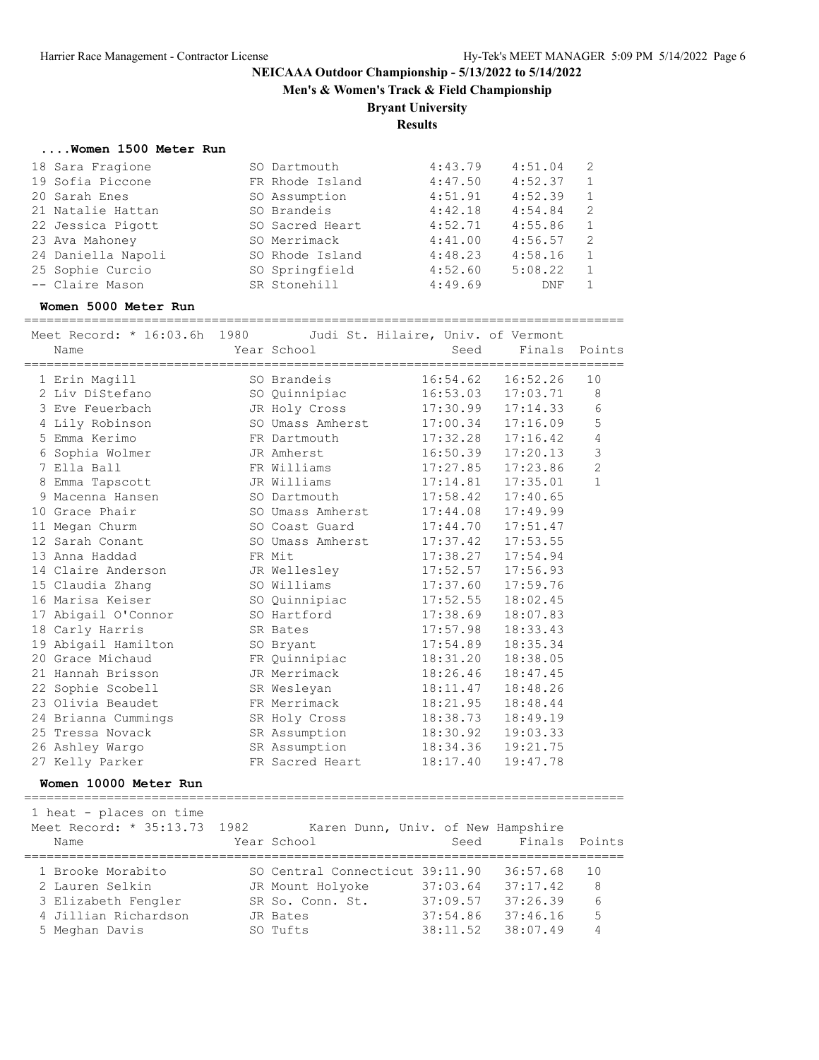# NEICAAA Outdoor Championship - 5/13/2022 to 5/14/2022

## Men's & Women's Track & Field Championship

## Bryant University

## Results

### ....Women 1500 Meter Run

| Place | Name | Year | School | Seed | Finals | H# |
|---|---|---|---|---|---|---|
| 18 | Sara Fragione | SO | Dartmouth | 4:43.79 | 4:51.04 | 2 |
| 19 | Sofia Piccone | FR | Rhode Island | 4:47.50 | 4:52.37 | 1 |
| 20 | Sarah Enes | SO | Assumption | 4:51.91 | 4:52.39 | 1 |
| 21 | Natalie Hattan | SO | Brandeis | 4:42.18 | 4:54.84 | 2 |
| 22 | Jessica Pigott | SO | Sacred Heart | 4:52.71 | 4:55.86 | 1 |
| 23 | Ava Mahoney | SO | Merrimack | 4:41.00 | 4:56.57 | 2 |
| 24 | Daniella Napoli | SO | Rhode Island | 4:48.23 | 4:58.16 | 1 |
| 25 | Sophie Curcio | SO | Springfield | 4:52.60 | 5:08.22 | 1 |
| -- | Claire Mason | SR | Stonehill | 4:49.69 | DNF | 1 |

### Women 5000 Meter Run

Meet Record: * 16:03.6h 1980 Judi St. Hilaire, Univ. of Vermont

| Place | Name | Year | School | Seed | Finals | Points |
|---|---|---|---|---|---|---|
| 1 | Erin Magill | SO | Brandeis | 16:54.62 | 16:52.26 | 10 |
| 2 | Liv DiStefano | SO | Quinnipiac | 16:53.03 | 17:03.71 | 8 |
| 3 | Eve Feuerbach | JR | Holy Cross | 17:30.99 | 17:14.33 | 6 |
| 4 | Lily Robinson | SO | Umass Amherst | 17:00.34 | 17:16.09 | 5 |
| 5 | Emma Kerimo | FR | Dartmouth | 17:32.28 | 17:16.42 | 4 |
| 6 | Sophia Wolmer | JR | Amherst | 16:50.39 | 17:20.13 | 3 |
| 7 | Ella Ball | FR | Williams | 17:27.85 | 17:23.86 | 2 |
| 8 | Emma Tapscott | JR | Williams | 17:14.81 | 17:35.01 | 1 |
| 9 | Macenna Hansen | SO | Dartmouth | 17:58.42 | 17:40.65 | |
| 10 | Grace Phair | SO | Umass Amherst | 17:44.08 | 17:49.99 | |
| 11 | Megan Churm | SO | Coast Guard | 17:44.70 | 17:51.47 | |
| 12 | Sarah Conant | SO | Umass Amherst | 17:37.42 | 17:53.55 | |
| 13 | Anna Haddad | FR | Mit | 17:38.27 | 17:54.94 | |
| 14 | Claire Anderson | JR | Wellesley | 17:52.57 | 17:56.93 | |
| 15 | Claudia Zhang | SO | Williams | 17:37.60 | 17:59.76 | |
| 16 | Marisa Keiser | SO | Quinnipiac | 17:52.55 | 18:02.45 | |
| 17 | Abigail O'Connor | SO | Hartford | 17:38.69 | 18:07.83 | |
| 18 | Carly Harris | SR | Bates | 17:57.98 | 18:33.43 | |
| 19 | Abigail Hamilton | SO | Bryant | 17:54.89 | 18:35.34 | |
| 20 | Grace Michaud | FR | Quinnipiac | 18:31.20 | 18:38.05 | |
| 21 | Hannah Brisson | JR | Merrimack | 18:26.46 | 18:47.45 | |
| 22 | Sophie Scobell | SR | Wesleyan | 18:11.47 | 18:48.26 | |
| 23 | Olivia Beaudet | FR | Merrimack | 18:21.95 | 18:48.44 | |
| 24 | Brianna Cummings | SR | Holy Cross | 18:38.73 | 18:49.19 | |
| 25 | Tressa Novack | SR | Assumption | 18:30.92 | 19:03.33 | |
| 26 | Ashley Wargo | SR | Assumption | 18:34.36 | 19:21.75 | |
| 27 | Kelly Parker | FR | Sacred Heart | 18:17.40 | 19:47.78 | |

### Women 10000 Meter Run

1 heat - places on time

Meet Record: * 35:13.73 1982 Karen Dunn, Univ. of New Hampshire

| Place | Name | Year | School | Seed | Finals | Points |
|---|---|---|---|---|---|---|
| 1 | Brooke Morabito | SO | Central Connecticut | 39:11.90 | 36:57.68 | 10 |
| 2 | Lauren Selkin | JR | Mount Holyoke | 37:03.64 | 37:17.42 | 8 |
| 3 | Elizabeth Fengler | SR | So. Conn. St. | 37:09.57 | 37:26.39 | 6 |
| 4 | Jillian Richardson | JR | Bates | 37:54.86 | 37:46.16 | 5 |
| 5 | Meghan Davis | SO | Tufts | 38:11.52 | 38:07.49 | 4 |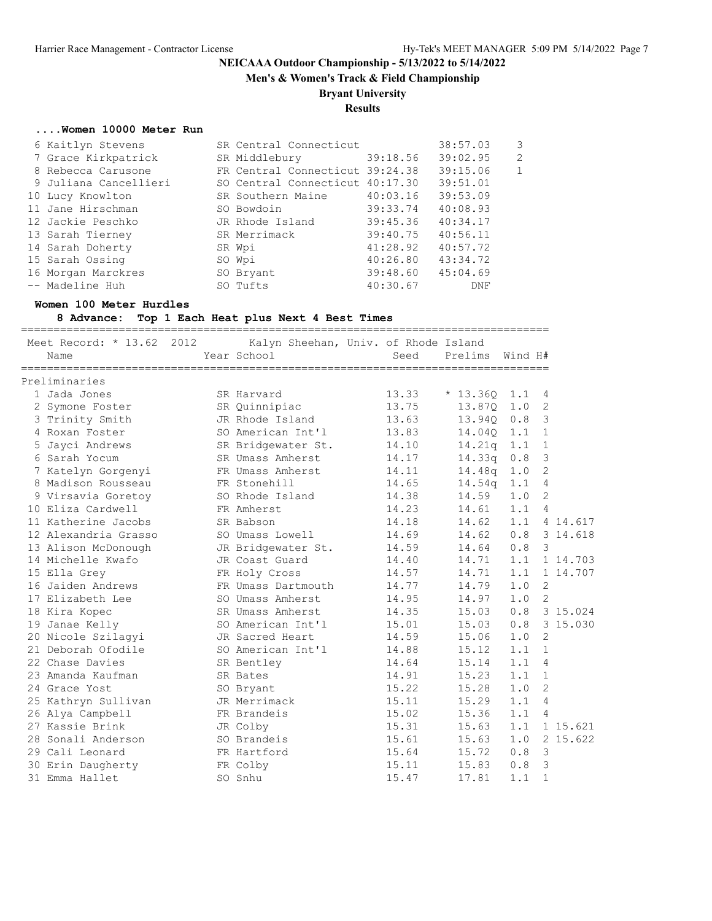NEICAAA Outdoor Championship - 5/13/2022 to 5/14/2022

Men's & Women's Track & Field Championship

Bryant University

Results

#### ....Women 10000 Meter Run

| Place | Name | Year School | Seed | Finals | Points |
|---|---|---|---|---|---|
| 6 | Kaitlyn Stevens | SR Central Connecticut | | 38:57.03 | 3 |
| 7 | Grace Kirkpatrick | SR Middlebury | 39:18.56 | 39:02.95 | 2 |
| 8 | Rebecca Carusone | FR Central Connecticut | 39:24.38 | 39:15.06 | 1 |
| 9 | Juliana Cancellieri | SO Central Connecticut | 40:17.30 | 39:51.01 | |
| 10 | Lucy Knowlton | SR Southern Maine | 40:03.16 | 39:53.09 | |
| 11 | Jane Hirschman | SO Bowdoin | 39:33.74 | 40:08.93 | |
| 12 | Jackie Peschko | JR Rhode Island | 39:45.36 | 40:34.17 | |
| 13 | Sarah Tierney | SR Merrimack | 39:40.75 | 40:56.11 | |
| 14 | Sarah Doherty | SR Wpi | 41:28.92 | 40:57.72 | |
| 15 | Sarah Ossing | SO Wpi | 40:26.80 | 43:34.72 | |
| 16 | Morgan Marckres | SO Bryant | 39:48.60 | 45:04.69 | |
| -- | Madeline Huh | SO Tufts | 40:30.67 | DNF | |

#### Women 100 Meter Hurdles

**8 Advance: Top 1 Each Heat plus Next 4 Best Times**

Meet Record: * 13.62 2012 Kalyn Sheehan, Univ. of Rhode Island

Preliminaries

| Place | Name | Year School | Seed | Prelims | Wind | H# | |
|---|---|---|---|---|---|---|---|
| 1 | Jada Jones | SR Harvard | 13.33 | * 13.36Q | 1.1 | 4 | |
| 2 | Symone Foster | SR Quinnipiac | 13.75 | 13.87Q | 1.0 | 2 | |
| 3 | Trinity Smith | JR Rhode Island | 13.63 | 13.94Q | 0.8 | 3 | |
| 4 | Roxan Foster | SO American Int'l | 13.83 | 14.04Q | 1.1 | 1 | |
| 5 | Jayci Andrews | SR Bridgewater St. | 14.10 | 14.21q | 1.1 | 1 | |
| 6 | Sarah Yocum | SR Umass Amherst | 14.17 | 14.33q | 0.8 | 3 | |
| 7 | Katelyn Gorgenyi | FR Umass Amherst | 14.11 | 14.48q | 1.0 | 2 | |
| 8 | Madison Rousseau | FR Stonehill | 14.65 | 14.54q | 1.1 | 4 | |
| 9 | Virsavia Goretoy | SO Rhode Island | 14.38 | 14.59 | 1.0 | 2 | |
| 10 | Eliza Cardwell | FR Amherst | 14.23 | 14.61 | 1.1 | 4 | |
| 11 | Katherine Jacobs | SR Babson | 14.18 | 14.62 | 1.1 | 4 | 14.617 |
| 12 | Alexandria Grasso | SO Umass Lowell | 14.69 | 14.62 | 0.8 | 3 | 14.618 |
| 13 | Alison McDonough | JR Bridgewater St. | 14.59 | 14.64 | 0.8 | 3 | |
| 14 | Michelle Kwafo | JR Coast Guard | 14.40 | 14.71 | 1.1 | 1 | 14.703 |
| 15 | Ella Grey | FR Holy Cross | 14.57 | 14.71 | 1.1 | 1 | 14.707 |
| 16 | Jaiden Andrews | FR Umass Dartmouth | 14.77 | 14.79 | 1.0 | 2 | |
| 17 | Elizabeth Lee | SO Umass Amherst | 14.95 | 14.97 | 1.0 | 2 | |
| 18 | Kira Kopec | SR Umass Amherst | 14.35 | 15.03 | 0.8 | 3 | 15.024 |
| 19 | Janae Kelly | SO American Int'l | 15.01 | 15.03 | 0.8 | 3 | 15.030 |
| 20 | Nicole Szilagyi | JR Sacred Heart | 14.59 | 15.06 | 1.0 | 2 | |
| 21 | Deborah Ofodile | SO American Int'l | 14.88 | 15.12 | 1.1 | 1 | |
| 22 | Chase Davies | SR Bentley | 14.64 | 15.14 | 1.1 | 4 | |
| 23 | Amanda Kaufman | SR Bates | 14.91 | 15.23 | 1.1 | 1 | |
| 24 | Grace Yost | SO Bryant | 15.22 | 15.28 | 1.0 | 2 | |
| 25 | Kathryn Sullivan | JR Merrimack | 15.11 | 15.29 | 1.1 | 4 | |
| 26 | Alya Campbell | FR Brandeis | 15.02 | 15.36 | 1.1 | 4 | |
| 27 | Kassie Brink | JR Colby | 15.31 | 15.63 | 1.1 | 1 | 15.621 |
| 28 | Sonali Anderson | SO Brandeis | 15.61 | 15.63 | 1.0 | 2 | 15.622 |
| 29 | Cali Leonard | FR Hartford | 15.64 | 15.72 | 0.8 | 3 | |
| 30 | Erin Daugherty | FR Colby | 15.11 | 15.83 | 0.8 | 3 | |
| 31 | Emma Hallet | SO Snhu | 15.47 | 17.81 | 1.1 | 1 | |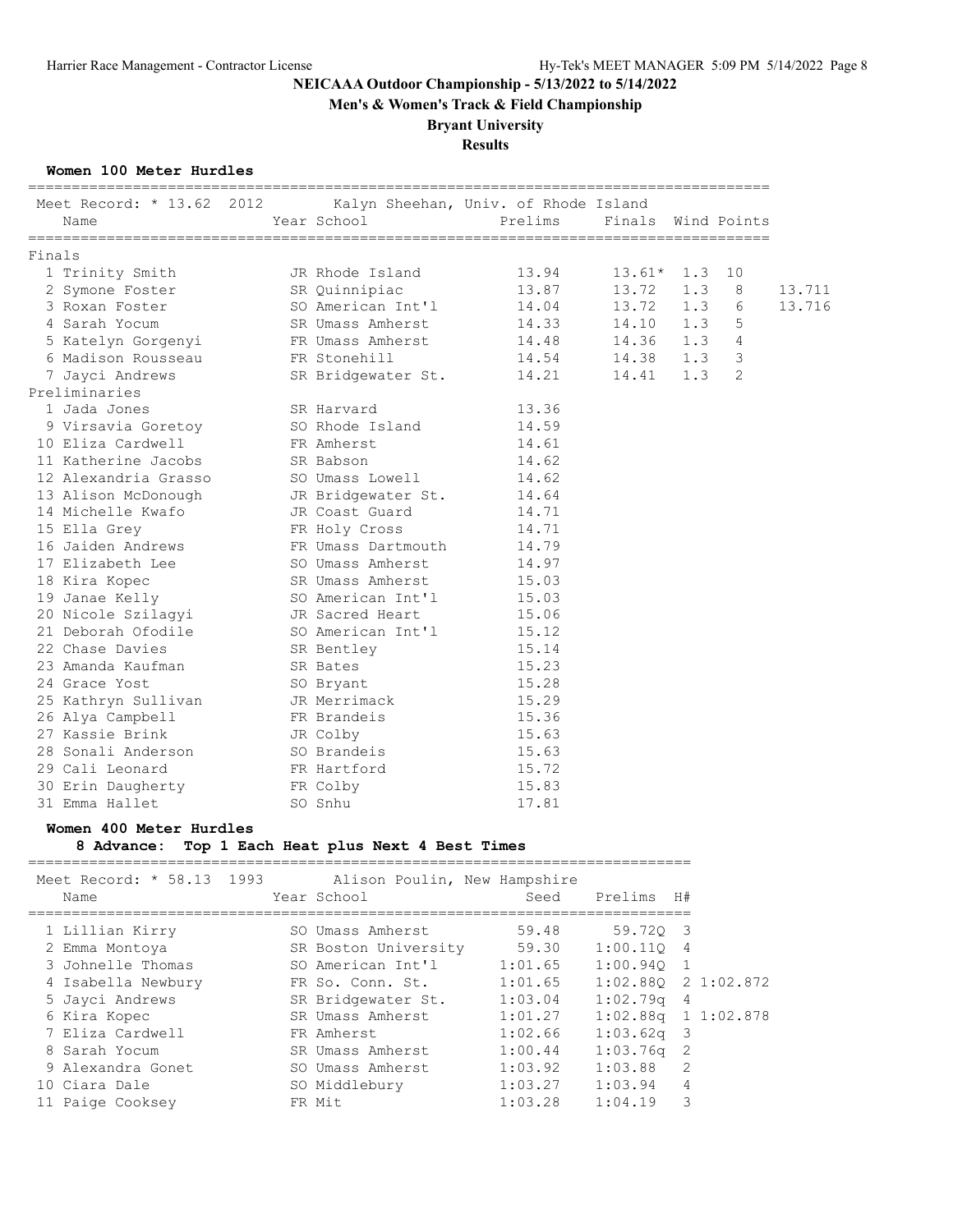**NEICAAA Outdoor Championship - 5/13/2022 to 5/14/2022**

**Men's & Women's Track & Field Championship**

**Bryant University**

**Results**

### Women 100 Meter Hurdles

Meet Record: * 13.62 2012 Kalyn Sheehan, Univ. of Rhode Island

| Place | Name | Year | School | Prelims | Finals | Wind | Points | |
|---|---|---|---|---|---|---|---|---|
| **Finals** | | | | | | | | |
| 1 | Trinity Smith | JR | Rhode Island | 13.94 | 13.61* | 1.3 | 10 | |
| 2 | Symone Foster | SR | Quinnipiac | 13.87 | 13.72 | 1.3 | 8 | 13.711 |
| 3 | Roxan Foster | SO | American Int'l | 14.04 | 13.72 | 1.3 | 6 | 13.716 |
| 4 | Sarah Yocum | SR | Umass Amherst | 14.33 | 14.10 | 1.3 | 5 | |
| 5 | Katelyn Gorgenyi | FR | Umass Amherst | 14.48 | 14.36 | 1.3 | 4 | |
| 6 | Madison Rousseau | FR | Stonehill | 14.54 | 14.38 | 1.3 | 3 | |
| 7 | Jayci Andrews | SR | Bridgewater St. | 14.21 | 14.41 | 1.3 | 2 | |
| **Preliminaries** | | | | | | | | |
| 1 | Jada Jones | SR | Harvard | 13.36 | | | | |
| 9 | Virsavia Goretoy | SO | Rhode Island | 14.59 | | | | |
| 10 | Eliza Cardwell | FR | Amherst | 14.61 | | | | |
| 11 | Katherine Jacobs | SR | Babson | 14.62 | | | | |
| 12 | Alexandria Grasso | SO | Umass Lowell | 14.62 | | | | |
| 13 | Alison McDonough | JR | Bridgewater St. | 14.64 | | | | |
| 14 | Michelle Kwafo | JR | Coast Guard | 14.71 | | | | |
| 15 | Ella Grey | FR | Holy Cross | 14.71 | | | | |
| 16 | Jaiden Andrews | FR | Umass Dartmouth | 14.79 | | | | |
| 17 | Elizabeth Lee | SO | Umass Amherst | 14.97 | | | | |
| 18 | Kira Kopec | SR | Umass Amherst | 15.03 | | | | |
| 19 | Janae Kelly | SO | American Int'l | 15.03 | | | | |
| 20 | Nicole Szilagyi | JR | Sacred Heart | 15.06 | | | | |
| 21 | Deborah Ofodile | SO | American Int'l | 15.12 | | | | |
| 22 | Chase Davies | SR | Bentley | 15.14 | | | | |
| 23 | Amanda Kaufman | SR | Bates | 15.23 | | | | |
| 24 | Grace Yost | SO | Bryant | 15.28 | | | | |
| 25 | Kathryn Sullivan | JR | Merrimack | 15.29 | | | | |
| 26 | Alya Campbell | FR | Brandeis | 15.36 | | | | |
| 27 | Kassie Brink | JR | Colby | 15.63 | | | | |
| 28 | Sonali Anderson | SO | Brandeis | 15.63 | | | | |
| 29 | Cali Leonard | FR | Hartford | 15.72 | | | | |
| 30 | Erin Daugherty | FR | Colby | 15.83 | | | | |
| 31 | Emma Hallet | SO | Snhu | 17.81 | | | | |

### Women 400 Meter Hurdles

**8 Advance: Top 1 Each Heat plus Next 4 Best Times**

Meet Record: * 58.13 1993 Alison Poulin, New Hampshire

| Place | Name | Year | School | Seed | Prelims | H# | |
|---|---|---|---|---|---|---|---|
| 1 | Lillian Kirry | SO | Umass Amherst | 59.48 | 59.72Q | 3 | |
| 2 | Emma Montoya | SR | Boston University | 59.30 | 1:00.11Q | 4 | |
| 3 | Johnelle Thomas | SO | American Int'l | 1:01.65 | 1:00.94Q | 1 | |
| 4 | Isabella Newbury | FR | So. Conn. St. | 1:01.65 | 1:02.88Q | 2 | 1:02.872 |
| 5 | Jayci Andrews | SR | Bridgewater St. | 1:03.04 | 1:02.79q | 4 | |
| 6 | Kira Kopec | SR | Umass Amherst | 1:01.27 | 1:02.88q | 1 | 1:02.878 |
| 7 | Eliza Cardwell | FR | Amherst | 1:02.66 | 1:03.62q | 3 | |
| 8 | Sarah Yocum | SR | Umass Amherst | 1:00.44 | 1:03.76q | 2 | |
| 9 | Alexandra Gonet | SO | Umass Amherst | 1:03.92 | 1:03.88 | 2 | |
| 10 | Ciara Dale | SO | Middlebury | 1:03.27 | 1:03.94 | 4 | |
| 11 | Paige Cooksey | FR | Mit | 1:03.28 | 1:04.19 | 3 | |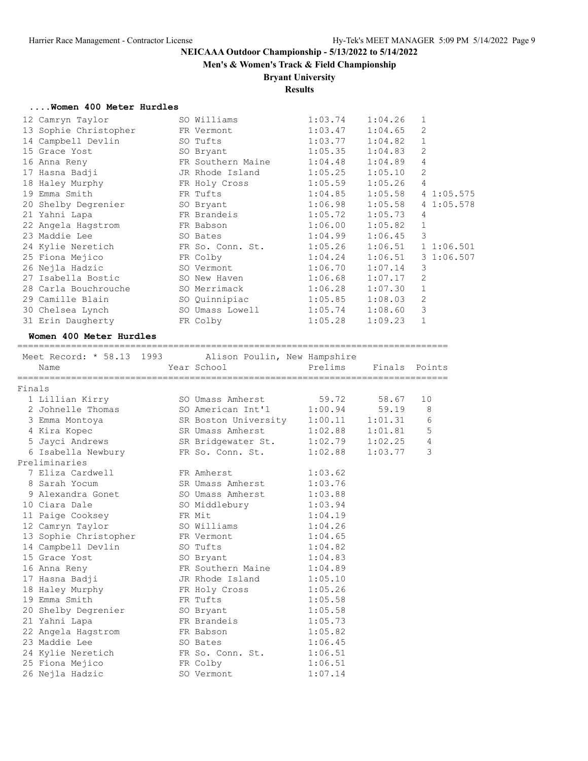**NEICAAA Outdoor Championship - 5/13/2022 to 5/14/2022**

**Men's & Women's Track & Field Championship**

**Bryant University**

**Results**

### ....Women 400 Meter Hurdles

| Place | Name | Year | School | Seed | Prelims | H | Tiebreak |
|---|---|---|---|---|---|---|---|
| 12 | Camryn Taylor | SO | Williams | 1:03.74 | 1:04.26 | 1 | |
| 13 | Sophie Christopher | FR | Vermont | 1:03.47 | 1:04.65 | 2 | |
| 14 | Campbell Devlin | SO | Tufts | 1:03.77 | 1:04.82 | 1 | |
| 15 | Grace Yost | SO | Bryant | 1:05.35 | 1:04.83 | 2 | |
| 16 | Anna Reny | FR | Southern Maine | 1:04.48 | 1:04.89 | 4 | |
| 17 | Hasna Badji | JR | Rhode Island | 1:05.25 | 1:05.10 | 2 | |
| 18 | Haley Murphy | FR | Holy Cross | 1:05.59 | 1:05.26 | 4 | |
| 19 | Emma Smith | FR | Tufts | 1:04.85 | 1:05.58 | 4 | 1:05.575 |
| 20 | Shelby Degrenier | SO | Bryant | 1:06.98 | 1:05.58 | 4 | 1:05.578 |
| 21 | Yahni Lapa | FR | Brandeis | 1:05.72 | 1:05.73 | 4 | |
| 22 | Angela Hagstrom | FR | Babson | 1:06.00 | 1:05.82 | 1 | |
| 23 | Maddie Lee | SO | Bates | 1:04.99 | 1:06.45 | 3 | |
| 24 | Kylie Neretich | FR | So. Conn. St. | 1:05.26 | 1:06.51 | 1 | 1:06.501 |
| 25 | Fiona Mejico | FR | Colby | 1:04.24 | 1:06.51 | 3 | 1:06.507 |
| 26 | Nejla Hadzic | SO | Vermont | 1:06.70 | 1:07.14 | 3 | |
| 27 | Isabella Bostic | SO | New Haven | 1:06.68 | 1:07.17 | 2 | |
| 28 | Carla Bouchrouche | SO | Merrimack | 1:06.28 | 1:07.30 | 1 | |
| 29 | Camille Blain | SO | Quinnipiac | 1:05.85 | 1:08.03 | 2 | |
| 30 | Chelsea Lynch | SO | Umass Lowell | 1:05.74 | 1:08.60 | 3 | |
| 31 | Erin Daugherty | FR | Colby | 1:05.28 | 1:09.23 | 1 | |

### Women 400 Meter Hurdles

Meet Record: * 58.13 1993 Alison Poulin, New Hampshire

| Place | Name | Year | School | Prelims | Finals | Points |
|---|---|---|---|---|---|---|
| **Finals** | | | | | | |
| 1 | Lillian Kirry | SO | Umass Amherst | 59.72 | 58.67 | 10 |
| 2 | Johnelle Thomas | SO | American Int'l | 1:00.94 | 59.19 | 8 |
| 3 | Emma Montoya | SR | Boston University | 1:00.11 | 1:01.31 | 6 |
| 4 | Kira Kopec | SR | Umass Amherst | 1:02.88 | 1:01.81 | 5 |
| 5 | Jayci Andrews | SR | Bridgewater St. | 1:02.79 | 1:02.25 | 4 |
| 6 | Isabella Newbury | FR | So. Conn. St. | 1:02.88 | 1:03.77 | 3 |
| **Preliminaries** | | | | | | |
| 7 | Eliza Cardwell | FR | Amherst | 1:03.62 | | |
| 8 | Sarah Yocum | SR | Umass Amherst | 1:03.76 | | |
| 9 | Alexandra Gonet | SO | Umass Amherst | 1:03.88 | | |
| 10 | Ciara Dale | SO | Middlebury | 1:03.94 | | |
| 11 | Paige Cooksey | FR | Mit | 1:04.19 | | |
| 12 | Camryn Taylor | SO | Williams | 1:04.26 | | |
| 13 | Sophie Christopher | FR | Vermont | 1:04.65 | | |
| 14 | Campbell Devlin | SO | Tufts | 1:04.82 | | |
| 15 | Grace Yost | SO | Bryant | 1:04.83 | | |
| 16 | Anna Reny | FR | Southern Maine | 1:04.89 | | |
| 17 | Hasna Badji | JR | Rhode Island | 1:05.10 | | |
| 18 | Haley Murphy | FR | Holy Cross | 1:05.26 | | |
| 19 | Emma Smith | FR | Tufts | 1:05.58 | | |
| 20 | Shelby Degrenier | SO | Bryant | 1:05.58 | | |
| 21 | Yahni Lapa | FR | Brandeis | 1:05.73 | | |
| 22 | Angela Hagstrom | FR | Babson | 1:05.82 | | |
| 23 | Maddie Lee | SO | Bates | 1:06.45 | | |
| 24 | Kylie Neretich | FR | So. Conn. St. | 1:06.51 | | |
| 25 | Fiona Mejico | FR | Colby | 1:06.51 | | |
| 26 | Nejla Hadzic | SO | Vermont | 1:07.14 | | |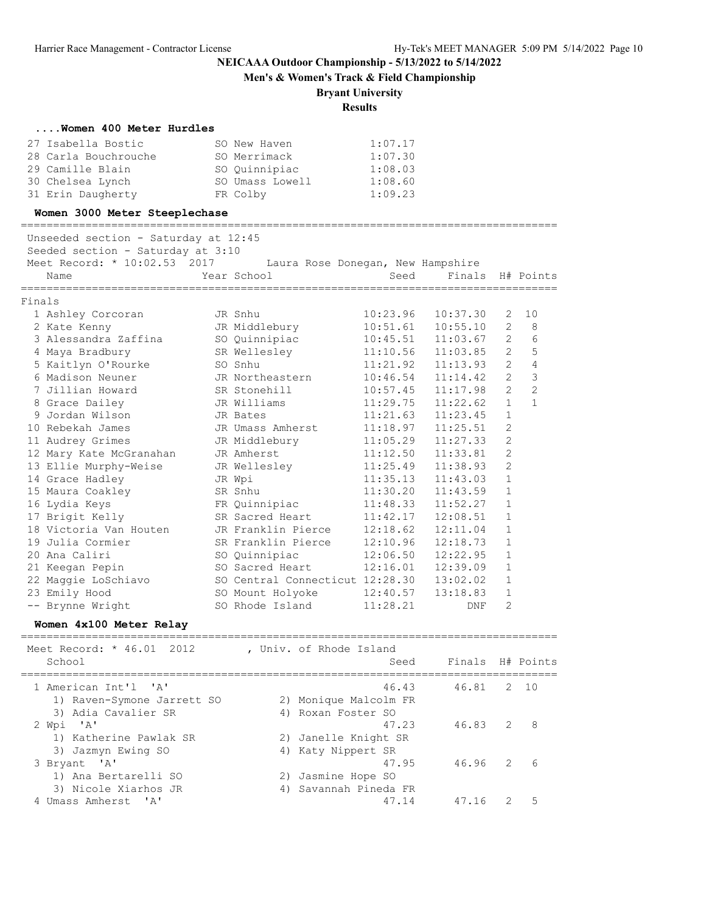# NEICAAA Outdoor Championship - 5/13/2022 to 5/14/2022

## Men's & Women's Track & Field Championship

### Bryant University

### Results

#### ....Women 400 Meter Hurdles

| Place | Name | Year | School | Finals |
|---|---|---|---|---|
| 27 | Isabella Bostic | SO | New Haven | 1:07.17 |
| 28 | Carla Bouchrouche | SO | Merrimack | 1:07.30 |
| 29 | Camille Blain | SO | Quinnipiac | 1:08.03 |
| 30 | Chelsea Lynch | SO | Umass Lowell | 1:08.60 |
| 31 | Erin Daugherty | FR | Colby | 1:09.23 |

#### Women 3000 Meter Steeplechase

Unseeded section - Saturday at 12:45
Seeded section - Saturday at 3:10
Meet Record: * 10:02.53 2017 Laura Rose Donegan, New Hampshire

Finals

| Place | Name | Year | School | Seed | Finals | H# | Points |
|---|---|---|---|---|---|---|---|
| 1 | Ashley Corcoran | JR | Snhu | 10:23.96 | 10:37.30 | 2 | 10 |
| 2 | Kate Kenny | JR | Middlebury | 10:51.61 | 10:55.10 | 2 | 8 |
| 3 | Alessandra Zaffina | SO | Quinnipiac | 10:45.51 | 11:03.67 | 2 | 6 |
| 4 | Maya Bradbury | SR | Wellesley | 11:10.56 | 11:03.85 | 2 | 5 |
| 5 | Kaitlyn O'Rourke | SO | Snhu | 11:21.92 | 11:13.93 | 2 | 4 |
| 6 | Madison Neuner | JR | Northeastern | 10:46.54 | 11:14.42 | 2 | 3 |
| 7 | Jillian Howard | SR | Stonehill | 10:57.45 | 11:17.98 | 2 | 2 |
| 8 | Grace Dailey | JR | Williams | 11:29.75 | 11:22.62 | 1 | 1 |
| 9 | Jordan Wilson | JR | Bates | 11:21.63 | 11:23.45 | 1 | |
| 10 | Rebekah James | JR | Umass Amherst | 11:18.97 | 11:25.51 | 2 | |
| 11 | Audrey Grimes | JR | Middlebury | 11:05.29 | 11:27.33 | 2 | |
| 12 | Mary Kate McGranahan | JR | Amherst | 11:12.50 | 11:33.81 | 2 | |
| 13 | Ellie Murphy-Weise | JR | Wellesley | 11:25.49 | 11:38.93 | 2 | |
| 14 | Grace Hadley | JR | Wpi | 11:35.13 | 11:43.03 | 1 | |
| 15 | Maura Coakley | SR | Snhu | 11:30.20 | 11:43.59 | 1 | |
| 16 | Lydia Keys | FR | Quinnipiac | 11:48.33 | 11:52.27 | 1 | |
| 17 | Brigit Kelly | SR | Sacred Heart | 11:42.17 | 12:08.51 | 1 | |
| 18 | Victoria Van Houten | JR | Franklin Pierce | 12:18.62 | 12:11.04 | 1 | |
| 19 | Julia Cormier | SR | Franklin Pierce | 12:10.96 | 12:18.73 | 1 | |
| 20 | Ana Caliri | SO | Quinnipiac | 12:06.50 | 12:22.95 | 1 | |
| 21 | Keegan Pepin | SO | Sacred Heart | 12:16.01 | 12:39.09 | 1 | |
| 22 | Maggie LoSchiavo | SO | Central Connecticut | 12:28.30 | 13:02.02 | 1 | |
| 23 | Emily Hood | SO | Mount Holyoke | 12:40.57 | 13:18.83 | 1 | |
| -- | Brynne Wright | SO | Rhode Island | 11:28.21 | DNF | 2 | |

#### Women 4x100 Meter Relay

Meet Record: * 46.01 2012 , Univ. of Rhode Island

| Place | School | Seed | Finals | H# | Points |
|---|---|---|---|---|---|
| 1 | American Int'l 'A' | 46.43 | 46.81 | 2 | 10 |
| | 1) Raven-Symone Jarrett SO, 2) Monique Malcolm FR, 3) Adia Cavalier SR, 4) Roxan Foster SO | | | | |
| 2 | Wpi 'A' | 47.23 | 46.83 | 2 | 8 |
| | 1) Katherine Pawlak SR, 2) Janelle Knight SR, 3) Jazmyn Ewing SO, 4) Katy Nippert SR | | | | |
| 3 | Bryant 'A' | 47.95 | 46.96 | 2 | 6 |
| | 1) Ana Bertarelli SO, 2) Jasmine Hope SO, 3) Nicole Xiarhos JR, 4) Savannah Pineda FR | | | | |
| 4 | Umass Amherst 'A' | 47.14 | 47.16 | 2 | 5 |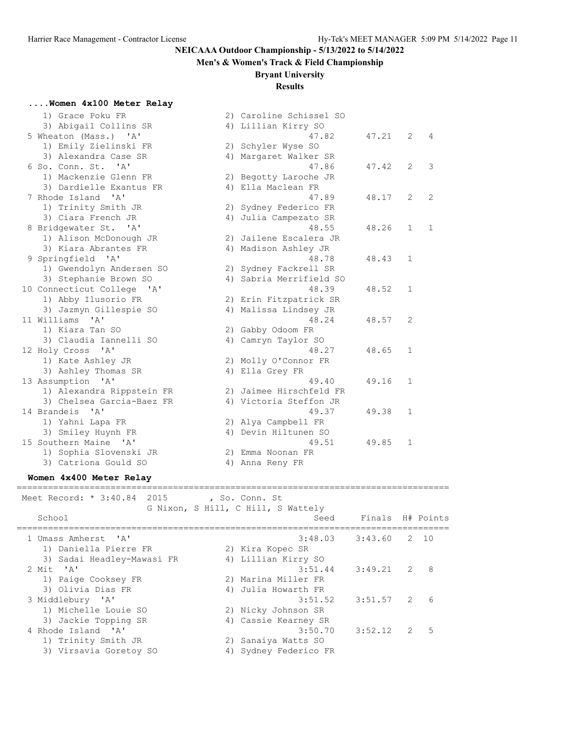# NEICAAA Outdoor Championship - 5/13/2022 to 5/14/2022

## Men's & Women's Track & Field Championship

### Bryant University

### Results

**....Women 4x100 Meter Relay**

| Place | School / Athletes | Seed | Finals | H# | Points |
|---|---|---|---|---|---|
| | 1) Grace Poku FR, 2) Caroline Schissel SO, 3) Abigail Collins SR, 4) Lillian Kirry SO | | | | |
| 5 | Wheaton (Mass.) 'A' | 47.82 | 47.21 | 2 | 4 |
| | 1) Emily Zielinski FR, 2) Schyler Wyse SO, 3) Alexandra Case SR, 4) Margaret Walker SR | | | | |
| 6 | So. Conn. St. 'A' | 47.86 | 47.42 | 2 | 3 |
| | 1) Mackenzie Glenn FR, 2) Begotty Laroche JR, 3) Dardielle Exantus FR, 4) Ella Maclean FR | | | | |
| 7 | Rhode Island 'A' | 47.89 | 48.17 | 2 | 2 |
| | 1) Trinity Smith JR, 2) Sydney Federico FR, 3) Ciara French JR, 4) Julia Campezato SR | | | | |
| 8 | Bridgewater St. 'A' | 48.55 | 48.26 | 1 | 1 |
| | 1) Alison McDonough JR, 2) Jailene Escalera JR, 3) Kiara Abrantes FR, 4) Madison Ashley JR | | | | |
| 9 | Springfield 'A' | 48.78 | 48.43 | 1 | |
| | 1) Gwendolyn Andersen SO, 2) Sydney Fackrell SR, 3) Stephanie Brown SO, 4) Sabria Merrifield SO | | | | |
| 10 | Connecticut College 'A' | 48.39 | 48.52 | 1 | |
| | 1) Abby Ilusorio FR, 2) Erin Fitzpatrick SR, 3) Jazmyn Gillespie SO, 4) Malissa Lindsey JR | | | | |
| 11 | Williams 'A' | 48.24 | 48.57 | 2 | |
| | 1) Kiara Tan SO, 2) Gabby Odoom FR, 3) Claudia Iannelli SO, 4) Camryn Taylor SO | | | | |
| 12 | Holy Cross 'A' | 48.27 | 48.65 | 1 | |
| | 1) Kate Ashley JR, 2) Molly O'Connor FR, 3) Ashley Thomas SR, 4) Ella Grey FR | | | | |
| 13 | Assumption 'A' | 49.40 | 49.16 | 1 | |
| | 1) Alexandra Rippstein FR, 2) Jaimee Hirschfeld FR, 3) Chelsea Garcia-Baez FR, 4) Victoria Steffon JR | | | | |
| 14 | Brandeis 'A' | 49.37 | 49.38 | 1 | |
| | 1) Yahni Lapa FR, 2) Alya Campbell FR, 3) Smiley Huynh FR, 4) Devin Hiltunen SO | | | | |
| 15 | Southern Maine 'A' | 49.51 | 49.85 | 1 | |
| | 1) Sophia Slovenski JR, 2) Emma Noonan FR, 3) Catriona Gould SO, 4) Anna Reny FR | | | | |

**Women 4x400 Meter Relay**

Meet Record: * 3:40.84 2015 , So. Conn. St
G Nixon, S Hill, C Hill, S Wattely

| Place | School | Seed | Finals | H# | Points |
|---|---|---|---|---|---|
| 1 | Umass Amherst 'A' | 3:48.03 | 3:43.60 | 2 | 10 |
| | 1) Daniella Pierre FR, 2) Kira Kopec SR, 3) Sadai Headley-Mawasi FR, 4) Lillian Kirry SO | | | | |
| 2 | Mit 'A' | 3:51.44 | 3:49.21 | 2 | 8 |
| | 1) Paige Cooksey FR, 2) Marina Miller FR, 3) Olivia Dias FR, 4) Julia Howarth FR | | | | |
| 3 | Middlebury 'A' | 3:51.52 | 3:51.57 | 2 | 6 |
| | 1) Michelle Louie SO, 2) Nicky Johnson SR, 3) Jackie Topping SR, 4) Cassie Kearney SR | | | | |
| 4 | Rhode Island 'A' | 3:50.70 | 3:52.12 | 2 | 5 |
| | 1) Trinity Smith JR, 2) Sanaiya Watts SO, 3) Virsavia Goretoy SO, 4) Sydney Federico FR | | | | |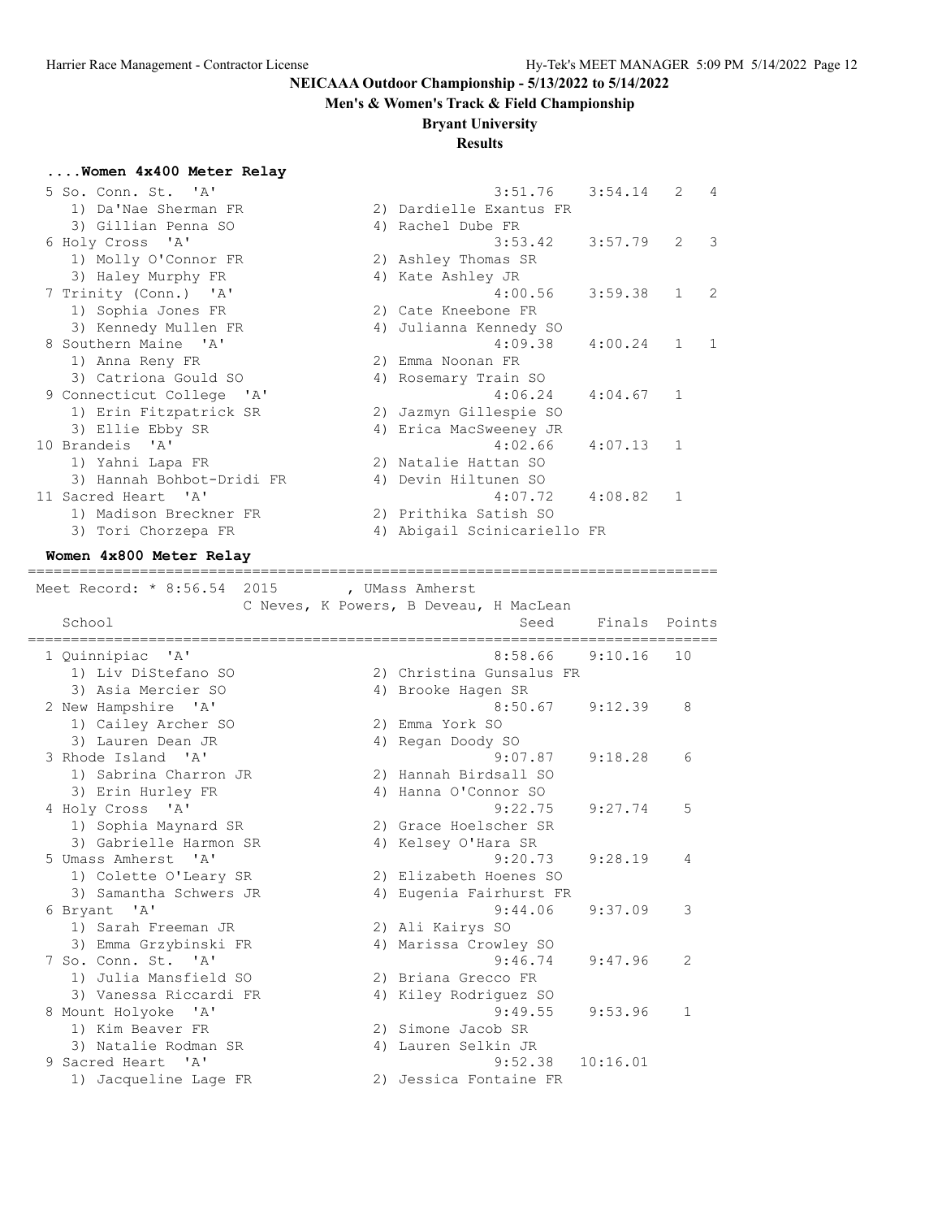# NEICAAA Outdoor Championship - 5/13/2022 to 5/14/2022

## Men's & Women's Track & Field Championship

## Bryant University

## Results

### ....Women 4x400 Meter Relay

| Place | School | Seed | Finals | H# | Points |
|---|---|---|---|---|---|
| 5 | So. Conn. St. 'A' | 3:51.76 | 3:54.14 | 2 | 4 |
| | 1) Da'Nae Sherman FR, 2) Dardielle Exantus FR, 3) Gillian Penna SO, 4) Rachel Dube FR | | | | |
| 6 | Holy Cross 'A' | 3:53.42 | 3:57.79 | 2 | 3 |
| | 1) Molly O'Connor FR, 2) Ashley Thomas SR, 3) Haley Murphy FR, 4) Kate Ashley JR | | | | |
| 7 | Trinity (Conn.) 'A' | 4:00.56 | 3:59.38 | 1 | 2 |
| | 1) Sophia Jones FR, 2) Cate Kneebone FR, 3) Kennedy Mullen FR, 4) Julianna Kennedy SO | | | | |
| 8 | Southern Maine 'A' | 4:09.38 | 4:00.24 | 1 | 1 |
| | 1) Anna Reny FR, 2) Emma Noonan FR, 3) Catriona Gould SO, 4) Rosemary Train SO | | | | |
| 9 | Connecticut College 'A' | 4:06.24 | 4:04.67 | 1 | |
| | 1) Erin Fitzpatrick SR, 2) Jazmyn Gillespie SO, 3) Ellie Ebby SR, 4) Erica MacSweeney JR | | | | |
| 10 | Brandeis 'A' | 4:02.66 | 4:07.13 | 1 | |
| | 1) Yahni Lapa FR, 2) Natalie Hattan SO, 3) Hannah Bohbot-Dridi FR, 4) Devin Hiltunen SO | | | | |
| 11 | Sacred Heart 'A' | 4:07.72 | 4:08.82 | 1 | |
| | 1) Madison Breckner FR, 2) Prithika Satish SO, 3) Tori Chorzepa FR, 4) Abigail Scinicariello FR | | | | |

### Women 4x800 Meter Relay

Meet Record: * 8:56.54 2015 , UMass Amherst
C Neves, K Powers, B Deveau, H MacLean

| Place | School | Seed | Finals | Points |
|---|---|---|---|---|
| 1 | Quinnipiac 'A' | 8:58.66 | 9:10.16 | 10 |
| | 1) Liv DiStefano SO, 2) Christina Gunsalus FR, 3) Asia Mercier SO, 4) Brooke Hagen SR | | | |
| 2 | New Hampshire 'A' | 8:50.67 | 9:12.39 | 8 |
| | 1) Cailey Archer SO, 2) Emma York SO, 3) Lauren Dean JR, 4) Regan Doody SO | | | |
| 3 | Rhode Island 'A' | 9:07.87 | 9:18.28 | 6 |
| | 1) Sabrina Charron JR, 2) Hannah Birdsall SO, 3) Erin Hurley FR, 4) Hanna O'Connor SO | | | |
| 4 | Holy Cross 'A' | 9:22.75 | 9:27.74 | 5 |
| | 1) Sophia Maynard SR, 2) Grace Hoelscher SR, 3) Gabrielle Harmon SR, 4) Kelsey O'Hara SR | | | |
| 5 | Umass Amherst 'A' | 9:20.73 | 9:28.19 | 4 |
| | 1) Colette O'Leary SR, 2) Elizabeth Hoenes SO, 3) Samantha Schwers JR, 4) Eugenia Fairhurst FR | | | |
| 6 | Bryant 'A' | 9:44.06 | 9:37.09 | 3 |
| | 1) Sarah Freeman JR, 2) Ali Kairys SO, 3) Emma Grzybinski FR, 4) Marissa Crowley SO | | | |
| 7 | So. Conn. St. 'A' | 9:46.74 | 9:47.96 | 2 |
| | 1) Julia Mansfield SO, 2) Briana Grecco FR, 3) Vanessa Riccardi FR, 4) Kiley Rodriguez SO | | | |
| 8 | Mount Holyoke 'A' | 9:49.55 | 9:53.96 | 1 |
| | 1) Kim Beaver FR, 2) Simone Jacob SR, 3) Natalie Rodman SR, 4) Lauren Selkin JR | | | |
| 9 | Sacred Heart 'A' | 9:52.38 | 10:16.01 | |
| | 1) Jacqueline Lage FR, 2) Jessica Fontaine FR | | | |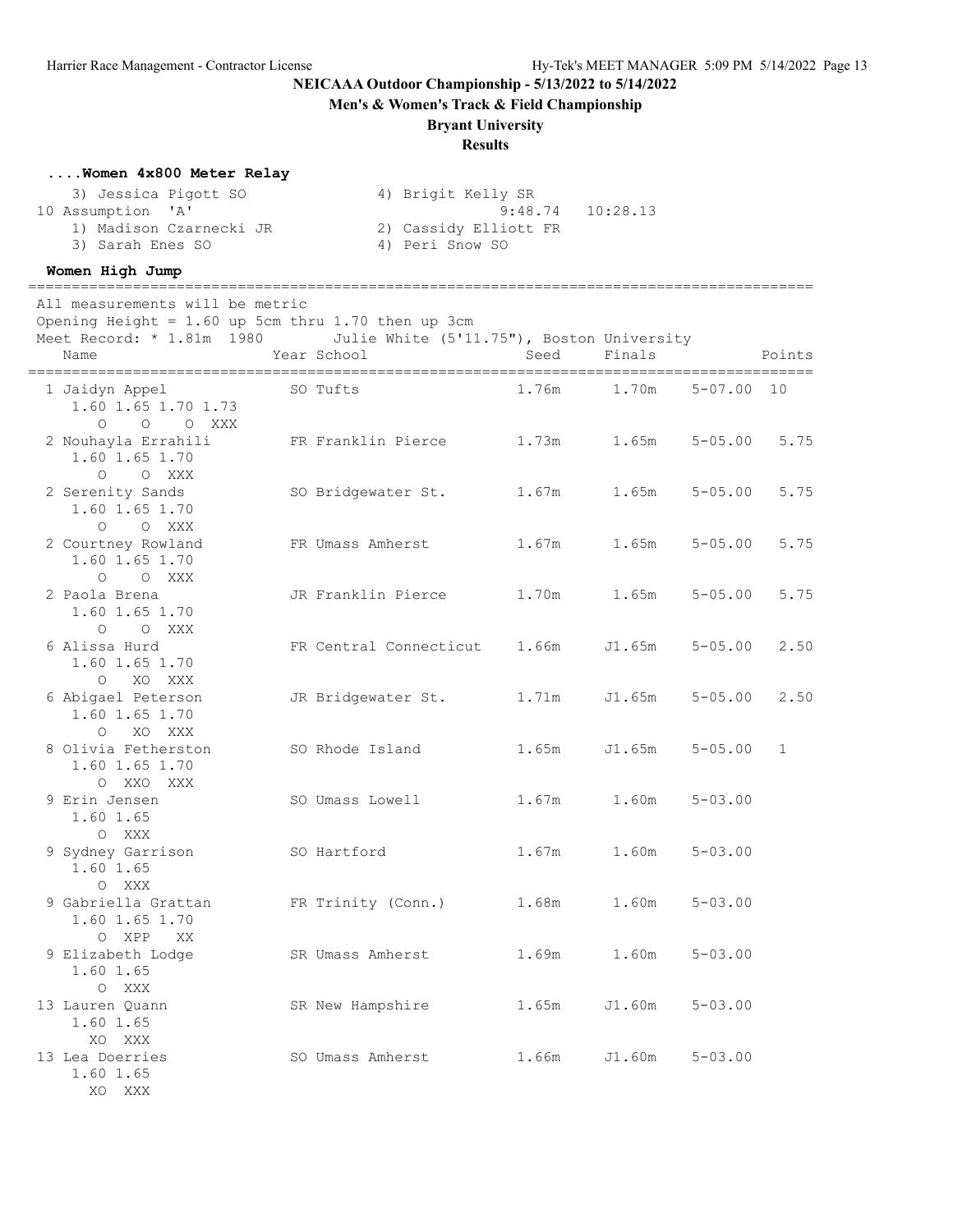# NEICAAA Outdoor Championship - 5/13/2022 to 5/14/2022

## Men's & Women's Track & Field Championship

## Bryant University

## Results

### ....Women 4x800 Meter Relay

```
   3) Jessica Pigott SO              4) Brigit Kelly SR
10 Assumption  'A'                               9:48.74   10:28.13
   1) Madison Czarnecki JR           2) Cassidy Elliott FR
   3) Sarah Enes SO                  4) Peri Snow SO
```

### Women High Jump

All measurements will be metric
Opening Height = 1.60 up 5cm thru 1.70 then up 3cm
Meet Record: * 1.81m 1980 Julie White (5'11.75"), Boston University

| Place | Name | Year | School | Seed | Finals | | Points |
|---|---|---|---|---|---|---|---|
| 1 | Jaidyn Appel | SO | Tufts | 1.76m | 1.70m | 5-07.00 | 10 |
| | 1.60 1.65 1.70 1.73 / O O O XXX | | | | | | |
| 2 | Nouhayla Errahili | FR | Franklin Pierce | 1.73m | 1.65m | 5-05.00 | 5.75 |
| | 1.60 1.65 1.70 / O O XXX | | | | | | |
| 2 | Serenity Sands | SO | Bridgewater St. | 1.67m | 1.65m | 5-05.00 | 5.75 |
| | 1.60 1.65 1.70 / O O XXX | | | | | | |
| 2 | Courtney Rowland | FR | Umass Amherst | 1.67m | 1.65m | 5-05.00 | 5.75 |
| | 1.60 1.65 1.70 / O O XXX | | | | | | |
| 2 | Paola Brena | JR | Franklin Pierce | 1.70m | 1.65m | 5-05.00 | 5.75 |
| | 1.60 1.65 1.70 / O O XXX | | | | | | |
| 6 | Alissa Hurd | FR | Central Connecticut | 1.66m | J1.65m | 5-05.00 | 2.50 |
| | 1.60 1.65 1.70 / O XO XXX | | | | | | |
| 6 | Abigael Peterson | JR | Bridgewater St. | 1.71m | J1.65m | 5-05.00 | 2.50 |
| | 1.60 1.65 1.70 / O XO XXX | | | | | | |
| 8 | Olivia Fetherston | SO | Rhode Island | 1.65m | J1.65m | 5-05.00 | 1 |
| | 1.60 1.65 1.70 / O XXO XXX | | | | | | |
| 9 | Erin Jensen | SO | Umass Lowell | 1.67m | 1.60m | 5-03.00 | |
| | 1.60 1.65 / O XXX | | | | | | |
| 9 | Sydney Garrison | SO | Hartford | 1.67m | 1.60m | 5-03.00 | |
| | 1.60 1.65 / O XXX | | | | | | |
| 9 | Gabriella Grattan | FR | Trinity (Conn.) | 1.68m | 1.60m | 5-03.00 | |
| | 1.60 1.65 1.70 / O XPP XX | | | | | | |
| 9 | Elizabeth Lodge | SR | Umass Amherst | 1.69m | 1.60m | 5-03.00 | |
| | 1.60 1.65 / O XXX | | | | | | |
| 13 | Lauren Quann | SR | New Hampshire | 1.65m | J1.60m | 5-03.00 | |
| | 1.60 1.65 / XO XXX | | | | | | |
| 13 | Lea Doerries | SO | Umass Amherst | 1.66m | J1.60m | 5-03.00 | |
| | 1.60 1.65 / XO XXX | | | | | | |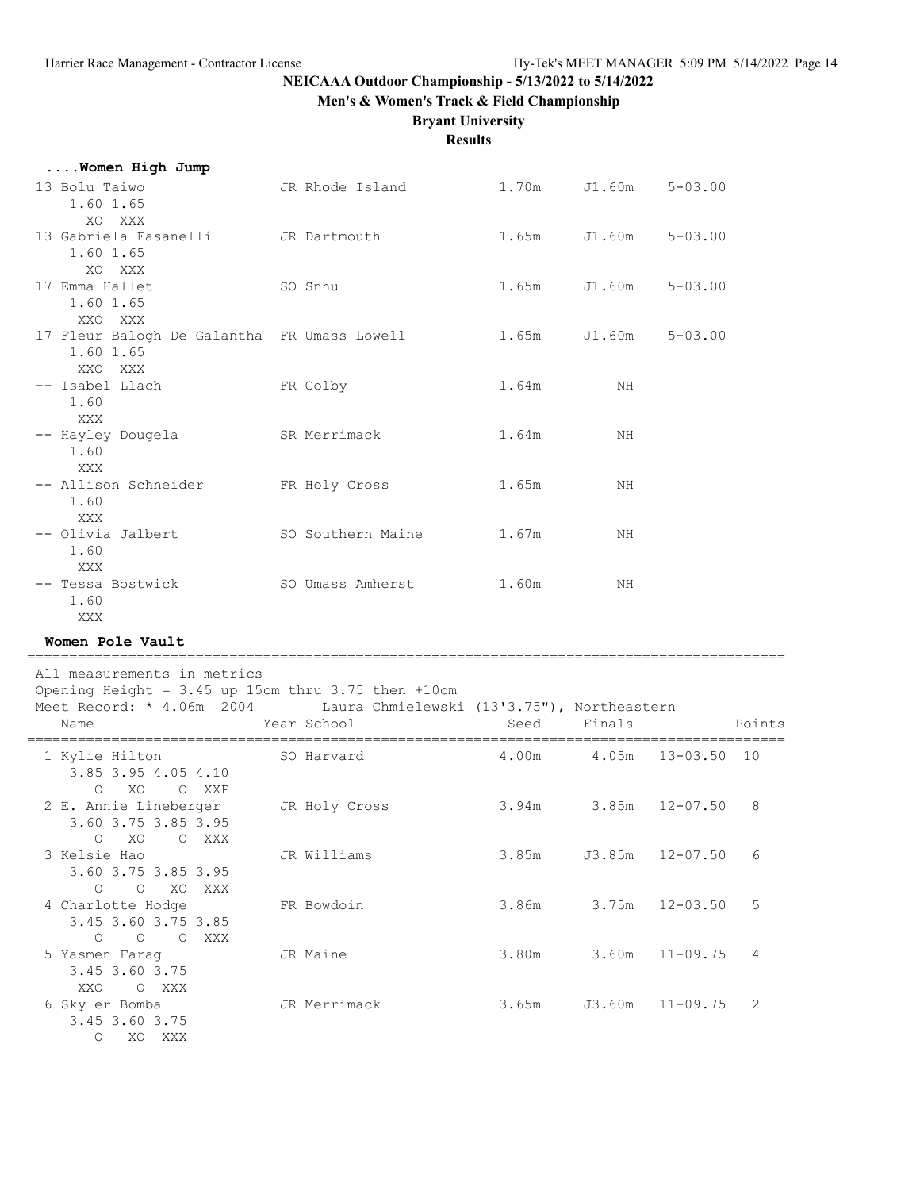# NEICAAA Outdoor Championship - 5/13/2022 to 5/14/2022

## Men's & Women's Track & Field Championship

### Bryant University

### Results

**....Women High Jump**

| Place | Name | Year | School | Seed | Finals | | Points |
|---|---|---|---|---|---|---|---|
| 13 | Bolu Taiwo | JR | Rhode Island | 1.70m | J1.60m | 5-03.00 | |
| | 1.60 1.65 | | | | | | |
| | XO XXX | | | | | | |
| 13 | Gabriela Fasanelli | JR | Dartmouth | 1.65m | J1.60m | 5-03.00 | |
| | 1.60 1.65 | | | | | | |
| | XO XXX | | | | | | |
| 17 | Emma Hallet | SO | Snhu | 1.65m | J1.60m | 5-03.00 | |
| | 1.60 1.65 | | | | | | |
| | XXO XXX | | | | | | |
| 17 | Fleur Balogh De Galantha | FR | Umass Lowell | 1.65m | J1.60m | 5-03.00 | |
| | 1.60 1.65 | | | | | | |
| | XXO XXX | | | | | | |
| -- | Isabel Llach | FR | Colby | 1.64m | NH | | |
| | 1.60 | | | | | | |
| | XXX | | | | | | |
| -- | Hayley Dougela | SR | Merrimack | 1.64m | NH | | |
| | 1.60 | | | | | | |
| | XXX | | | | | | |
| -- | Allison Schneider | FR | Holy Cross | 1.65m | NH | | |
| | 1.60 | | | | | | |
| | XXX | | | | | | |
| -- | Olivia Jalbert | SO | Southern Maine | 1.67m | NH | | |
| | 1.60 | | | | | | |
| | XXX | | | | | | |
| -- | Tessa Bostwick | SO | Umass Amherst | 1.60m | NH | | |
| | 1.60 | | | | | | |
| | XXX | | | | | | |

**Women Pole Vault**

All measurements in metrics
Opening Height = 3.45 up 15cm thru 3.75 then +10cm
Meet Record: * 4.06m 2004 Laura Chmielewski (13'3.75"), Northeastern

| Place | Name | Year | School | Seed | Finals | | Points |
|---|---|---|---|---|---|---|---|
| 1 | Kylie Hilton | SO | Harvard | 4.00m | 4.05m | 13-03.50 | 10 |
| | 3.85 3.95 4.05 4.10 | | | | | | |
| | O XO O XXP | | | | | | |
| 2 | E. Annie Lineberger | JR | Holy Cross | 3.94m | 3.85m | 12-07.50 | 8 |
| | 3.60 3.75 3.85 3.95 | | | | | | |
| | O XO O XXX | | | | | | |
| 3 | Kelsie Hao | JR | Williams | 3.85m | J3.85m | 12-07.50 | 6 |
| | 3.60 3.75 3.85 3.95 | | | | | | |
| | O O XO XXX | | | | | | |
| 4 | Charlotte Hodge | FR | Bowdoin | 3.86m | 3.75m | 12-03.50 | 5 |
| | 3.45 3.60 3.75 3.85 | | | | | | |
| | O O O XXX | | | | | | |
| 5 | Yasmen Farag | JR | Maine | 3.80m | 3.60m | 11-09.75 | 4 |
| | 3.45 3.60 3.75 | | | | | | |
| | XXO O XXX | | | | | | |
| 6 | Skyler Bomba | JR | Merrimack | 3.65m | J3.60m | 11-09.75 | 2 |
| | 3.45 3.60 3.75 | | | | | | |
| | O XO XXX | | | | | | |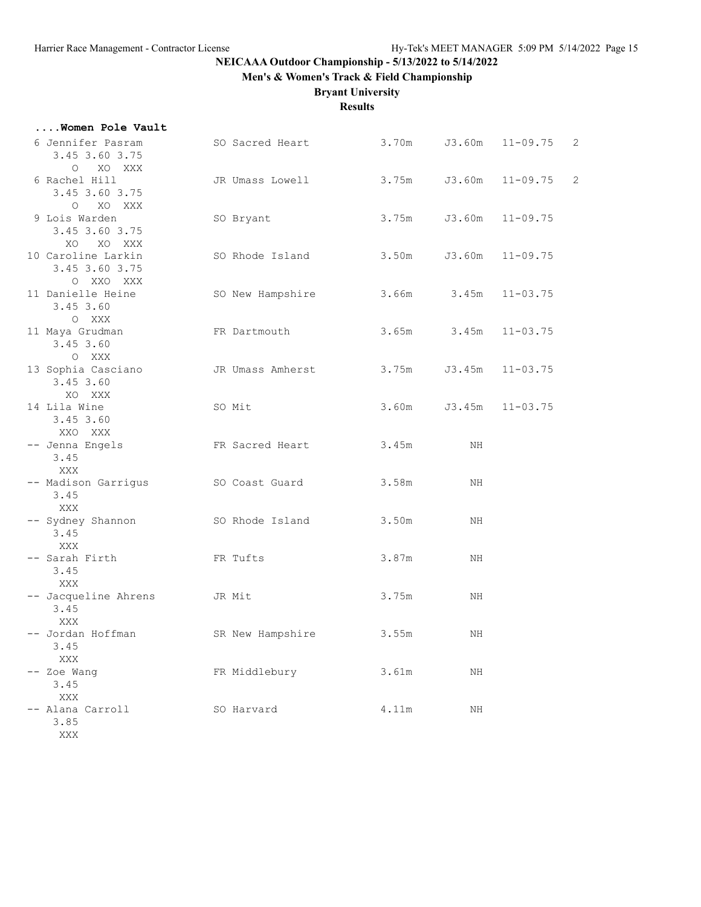**NEICAAA Outdoor Championship - 5/13/2022 to 5/14/2022**

**Men's & Women's Track & Field Championship**

**Bryant University**

**Results**

### ....Women Pole Vault

| Place | Name | Year | School | Seed | Finals | Imperial | Points |
|---|---|---|---|---|---|---|---|
| 6 | Jennifer Pasram | SO | Sacred Heart | 3.70m | J3.60m | 11-09.75 | 2 |
| | 3.45 3.60 3.75 | | | | | | |
| | O XO XXX | | | | | | |
| 6 | Rachel Hill | JR | Umass Lowell | 3.75m | J3.60m | 11-09.75 | 2 |
| | 3.45 3.60 3.75 | | | | | | |
| | O XO XXX | | | | | | |
| 9 | Lois Warden | SO | Bryant | 3.75m | J3.60m | 11-09.75 | |
| | 3.45 3.60 3.75 | | | | | | |
| | XO XO XXX | | | | | | |
| 10 | Caroline Larkin | SO | Rhode Island | 3.50m | J3.60m | 11-09.75 | |
| | 3.45 3.60 3.75 | | | | | | |
| | O XXO XXX | | | | | | |
| 11 | Danielle Heine | SO | New Hampshire | 3.66m | 3.45m | 11-03.75 | |
| | 3.45 3.60 | | | | | | |
| | O XXX | | | | | | |
| 11 | Maya Grudman | FR | Dartmouth | 3.65m | 3.45m | 11-03.75 | |
| | 3.45 3.60 | | | | | | |
| | O XXX | | | | | | |
| 13 | Sophia Casciano | JR | Umass Amherst | 3.75m | J3.45m | 11-03.75 | |
| | 3.45 3.60 | | | | | | |
| | XO XXX | | | | | | |
| 14 | Lila Wine | SO | Mit | 3.60m | J3.45m | 11-03.75 | |
| | 3.45 3.60 | | | | | | |
| | XXO XXX | | | | | | |
| -- | Jenna Engels | FR | Sacred Heart | 3.45m | NH | | |
| | 3.45 | | | | | | |
| | XXX | | | | | | |
| -- | Madison Garrigus | SO | Coast Guard | 3.58m | NH | | |
| | 3.45 | | | | | | |
| | XXX | | | | | | |
| -- | Sydney Shannon | SO | Rhode Island | 3.50m | NH | | |
| | 3.45 | | | | | | |
| | XXX | | | | | | |
| -- | Sarah Firth | FR | Tufts | 3.87m | NH | | |
| | 3.45 | | | | | | |
| | XXX | | | | | | |
| -- | Jacqueline Ahrens | JR | Mit | 3.75m | NH | | |
| | 3.45 | | | | | | |
| | XXX | | | | | | |
| -- | Jordan Hoffman | SR | New Hampshire | 3.55m | NH | | |
| | 3.45 | | | | | | |
| | XXX | | | | | | |
| -- | Zoe Wang | FR | Middlebury | 3.61m | NH | | |
| | 3.45 | | | | | | |
| | XXX | | | | | | |
| -- | Alana Carroll | SO | Harvard | 4.11m | NH | | |
| | 3.85 | | | | | | |
| | XXX | | | | | | |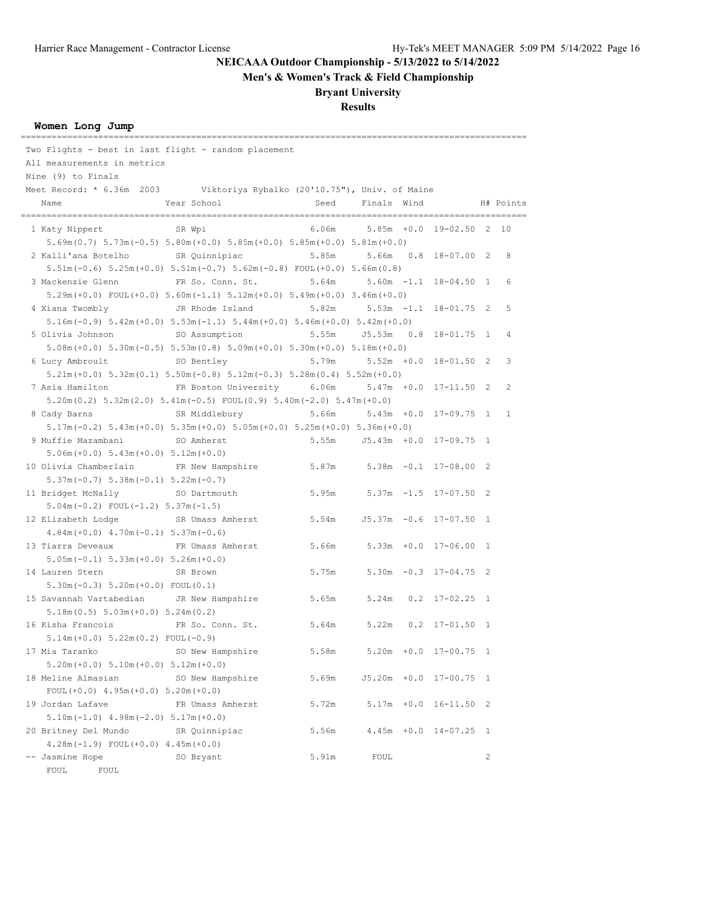# NEICAACA Outdoor Championship - 5/13/2022 to 5/14/2022

## Men's & Women's Track & Field Championship

## Bryant University

## Results

### Women Long Jump

Two Flights - best in last flight - random placement
All measurements in metrics
Nine (9) to Finals
Meet Record: * 6.36m 2003 Viktoriya Rybalko (20'10.75"), Univ. of Maine

| Place | Name | Year | School | Seed | Finals | Wind | | H# | Points |
|---|---|---|---|---|---|---|---|---|---|
| 1 | Katy Nippert | SR | Wpi | 6.06m | 5.85m | +0.0 | 19-02.50 | 2 | 10 |
| | 5.69m(0.7) 5.73m(-0.5) 5.80m(+0.0) 5.85m(+0.0) 5.85m(+0.0) 5.81m(+0.0) | | | | | | | | |
| 2 | Kalli'ana Botelho | SR | Quinnipiac | 5.85m | 5.66m | 0.8 | 18-07.00 | 2 | 8 |
| | 5.51m(-0.6) 5.25m(+0.0) 5.51m(-0.7) 5.62m(-0.8) FOUL(+0.0) 5.66m(0.8) | | | | | | | | |
| 3 | Mackenzie Glenn | FR | So. Conn. St. | 5.64m | 5.60m | -1.1 | 18-04.50 | 1 | 6 |
| | 5.29m(+0.0) FOUL(+0.0) 5.60m(-1.1) 5.12m(+0.0) 5.49m(+0.0) 3.46m(+0.0) | | | | | | | | |
| 4 | Xiana Twombly | JR | Rhode Island | 5.82m | 5.53m | -1.1 | 18-01.75 | 2 | 5 |
| | 5.16m(-0.9) 5.42m(+0.0) 5.53m(-1.1) 5.44m(+0.0) 5.46m(+0.0) 5.42m(+0.0) | | | | | | | | |
| 5 | Olivia Johnson | SO | Assumption | 5.55m | J5.53m | 0.8 | 18-01.75 | 1 | 4 |
| | 5.08m(+0.0) 5.30m(-0.5) 5.53m(0.8) 5.09m(+0.0) 5.30m(+0.0) 5.18m(+0.0) | | | | | | | | |
| 6 | Lucy Ambroult | SO | Bentley | 5.79m | 5.52m | +0.0 | 18-01.50 | 2 | 3 |
| | 5.21m(+0.0) 5.32m(0.1) 5.50m(-0.8) 5.12m(-0.3) 5.28m(0.4) 5.52m(+0.0) | | | | | | | | |
| 7 | Asia Hamilton | FR | Boston University | 6.06m | 5.47m | +0.0 | 17-11.50 | 2 | 2 |
| | 5.20m(0.2) 5.32m(2.0) 5.41m(-0.5) FOUL(0.9) 5.40m(-2.0) 5.47m(+0.0) | | | | | | | | |
| 8 | Cady Barns | SR | Middlebury | 5.66m | 5.43m | +0.0 | 17-09.75 | 1 | 1 |
| | 5.17m(-0.2) 5.43m(+0.0) 5.35m(+0.0) 5.05m(+0.0) 5.25m(+0.0) 5.36m(+0.0) | | | | | | | | |
| 9 | Muffie Mazambani | SO | Amherst | 5.55m | J5.43m | +0.0 | 17-09.75 | 1 | |
| | 5.06m(+0.0) 5.43m(+0.0) 5.12m(+0.0) | | | | | | | | |
| 10 | Olivia Chamberlain | FR | New Hampshire | 5.87m | 5.38m | -0.1 | 17-08.00 | 2 | |
| | 5.37m(-0.7) 5.38m(-0.1) 5.22m(-0.7) | | | | | | | | |
| 11 | Bridget McNally | SO | Dartmouth | 5.95m | 5.37m | -1.5 | 17-07.50 | 2 | |
| | 5.04m(-0.2) FOUL(-1.2) 5.37m(-1.5) | | | | | | | | |
| 12 | Elizabeth Lodge | SR | Umass Amherst | 5.54m | J5.37m | -0.6 | 17-07.50 | 1 | |
| | 4.84m(+0.0) 4.70m(-0.1) 5.37m(-0.6) | | | | | | | | |
| 13 | Tiarra Deveaux | FR | Umass Amherst | 5.66m | 5.33m | +0.0 | 17-06.00 | 1 | |
| | 5.05m(-0.1) 5.33m(+0.0) 5.26m(+0.0) | | | | | | | | |
| 14 | Lauren Stern | SR | Brown | 5.75m | 5.30m | -0.3 | 17-04.75 | 2 | |
| | 5.30m(-0.3) 5.20m(+0.0) FOUL(0.1) | | | | | | | | |
| 15 | Savannah Vartabedian | JR | New Hampshire | 5.65m | 5.24m | 0.2 | 17-02.25 | 1 | |
| | 5.18m(0.5) 5.03m(+0.0) 5.24m(0.2) | | | | | | | | |
| 16 | Kisha Francois | FR | So. Conn. St. | 5.64m | 5.22m | 0.2 | 17-01.50 | 1 | |
| | 5.14m(+0.0) 5.22m(0.2) FOUL(-0.9) | | | | | | | | |
| 17 | Mia Taranko | SO | New Hampshire | 5.58m | 5.20m | +0.0 | 17-00.75 | 1 | |
| | 5.20m(+0.0) 5.10m(+0.0) 5.12m(+0.0) | | | | | | | | |
| 18 | Meline Almasian | SO | New Hampshire | 5.69m | J5.20m | +0.0 | 17-00.75 | 1 | |
| | FOUL(+0.0) 4.95m(+0.0) 5.20m(+0.0) | | | | | | | | |
| 19 | Jordan Lafave | FR | Umass Amherst | 5.72m | 5.17m | +0.0 | 16-11.50 | 2 | |
| | 5.10m(-1.0) 4.98m(-2.0) 5.17m(+0.0) | | | | | | | | |
| 20 | Britney Del Mundo | SR | Quinnipiac | 5.56m | 4.45m | +0.0 | 14-07.25 | 1 | |
| | 4.28m(-1.9) FOUL(+0.0) 4.45m(+0.0) | | | | | | | | |
| -- | Jasmine Hope | SO | Bryant | 5.91m | FOUL | | | 2 | |
| | FOUL FOUL | | | | | | | | |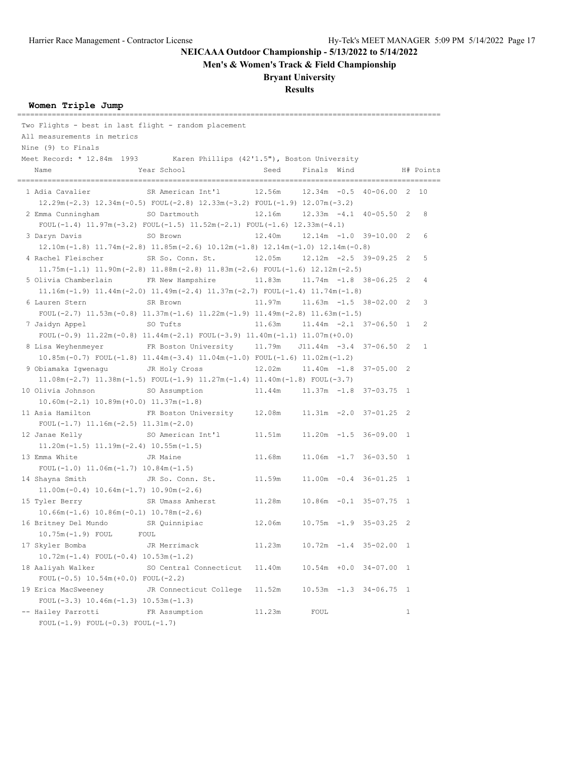# NEICAAA Outdoor Championship - 5/13/2022 to 5/14/2022

## Men's & Women's Track & Field Championship

## Bryant University

## Results

### Women Triple Jump

Two Flights - best in last flight - random placement
All measurements in metrics
Nine (9) to Finals
Meet Record: * 12.84m 1993 Karen Phillips (42'1.5"), Boston University

| Name | Year | School | Seed | Finals | Wind | | H# | Points |
|---|---|---|---|---|---|---|---|---|
| 1 Adia Cavalier | SR | American Int'l | 12.56m | 12.34m | -0.5 | 40-06.00 | 2 | 10 |
| 12.29m(-2.3) 12.34m(-0.5) FOUL(-2.8) 12.33m(-3.2) FOUL(-1.9) 12.07m(-3.2) | | | | | | | | |
| 2 Emma Cunningham | SO | Dartmouth | 12.16m | 12.33m | -4.1 | 40-05.50 | 2 | 8 |
| FOUL(-1.4) 11.97m(-3.2) FOUL(-1.5) 11.52m(-2.1) FOUL(-1.6) 12.33m(-4.1) | | | | | | | | |
| 3 Daryn Davis | SO | Brown | 12.40m | 12.14m | -1.0 | 39-10.00 | 2 | 6 |
| 12.10m(-1.8) 11.74m(-2.8) 11.85m(-2.6) 10.12m(-1.8) 12.14m(-1.0) 12.14m(-0.8) | | | | | | | | |
| 4 Rachel Fleischer | SR | So. Conn. St. | 12.05m | 12.12m | -2.5 | 39-09.25 | 2 | 5 |
| 11.75m(-1.1) 11.90m(-2.8) 11.88m(-2.8) 11.83m(-2.6) FOUL(-1.6) 12.12m(-2.5) | | | | | | | | |
| 5 Olivia Chamberlain | FR | New Hampshire | 11.83m | 11.74m | -1.8 | 38-06.25 | 2 | 4 |
| 11.16m(-1.9) 11.44m(-2.0) 11.49m(-2.4) 11.37m(-2.7) FOUL(-1.4) 11.74m(-1.8) | | | | | | | | |
| 6 Lauren Stern | SR | Brown | 11.97m | 11.63m | -1.5 | 38-02.00 | 2 | 3 |
| FOUL(-2.7) 11.53m(-0.8) 11.37m(-1.6) 11.22m(-1.9) 11.49m(-2.8) 11.63m(-1.5) | | | | | | | | |
| 7 Jaidyn Appel | SO | Tufts | 11.63m | 11.44m | -2.1 | 37-06.50 | 1 | 2 |
| FOUL(-0.9) 11.22m(-0.8) 11.44m(-2.1) FOUL(-3.9) 11.40m(-1.1) 11.07m(+0.0) | | | | | | | | |
| 8 Lisa Weyhenmeyer | FR | Boston University | 11.79m | J11.44m | -3.4 | 37-06.50 | 2 | 1 |
| 10.85m(-0.7) FOUL(-1.8) 11.44m(-3.4) 11.04m(-1.0) FOUL(-1.6) 11.02m(-1.2) | | | | | | | | |
| 9 Obiamaka Igwenagu | JR | Holy Cross | 12.02m | 11.40m | -1.8 | 37-05.00 | 2 | |
| 11.08m(-2.7) 11.38m(-1.5) FOUL(-1.9) 11.27m(-1.4) 11.40m(-1.8) FOUL(-3.7) | | | | | | | | |
| 10 Olivia Johnson | SO | Assumption | 11.44m | 11.37m | -1.8 | 37-03.75 | 1 | |
| 10.60m(-2.1) 10.89m(+0.0) 11.37m(-1.8) | | | | | | | | |
| 11 Asia Hamilton | FR | Boston University | 12.08m | 11.31m | -2.0 | 37-01.25 | 2 | |
| FOUL(-1.7) 11.16m(-2.5) 11.31m(-2.0) | | | | | | | | |
| 12 Janae Kelly | SO | American Int'l | 11.51m | 11.20m | -1.5 | 36-09.00 | 1 | |
| 11.20m(-1.5) 11.19m(-2.4) 10.55m(-1.5) | | | | | | | | |
| 13 Emma White | JR | Maine | 11.68m | 11.06m | -1.7 | 36-03.50 | 1 | |
| FOUL(-1.0) 11.06m(-1.7) 10.84m(-1.5) | | | | | | | | |
| 14 Shayna Smith | JR | So. Conn. St. | 11.59m | 11.00m | -0.4 | 36-01.25 | 1 | |
| 11.00m(-0.4) 10.64m(-1.7) 10.90m(-2.6) | | | | | | | | |
| 15 Tyler Berry | SR | Umass Amherst | 11.28m | 10.86m | -0.1 | 35-07.75 | 1 | |
| 10.66m(-1.6) 10.86m(-0.1) 10.78m(-2.6) | | | | | | | | |
| 16 Britney Del Mundo | SR | Quinnipiac | 12.06m | 10.75m | -1.9 | 35-03.25 | 2 | |
| 10.75m(-1.9) FOUL FOUL | | | | | | | | |
| 17 Skyler Bomba | JR | Merrimack | 11.23m | 10.72m | -1.4 | 35-02.00 | 1 | |
| 10.72m(-1.4) FOUL(-0.4) 10.53m(-1.2) | | | | | | | | |
| 18 Aaliyah Walker | SO | Central Connecticut | 11.40m | 10.54m | +0.0 | 34-07.00 | 1 | |
| FOUL(-0.5) 10.54m(+0.0) FOUL(-2.2) | | | | | | | | |
| 19 Erica MacSweeney | JR | Connecticut College | 11.52m | 10.53m | -1.3 | 34-06.75 | 1 | |
| FOUL(-3.3) 10.46m(-1.3) 10.53m(-1.3) | | | | | | | | |
| -- Hailey Parrotti | FR | Assumption | 11.23m | FOUL | | | 1 | |
| FOUL(-1.9) FOUL(-0.3) FOUL(-1.7) | | | | | | | | |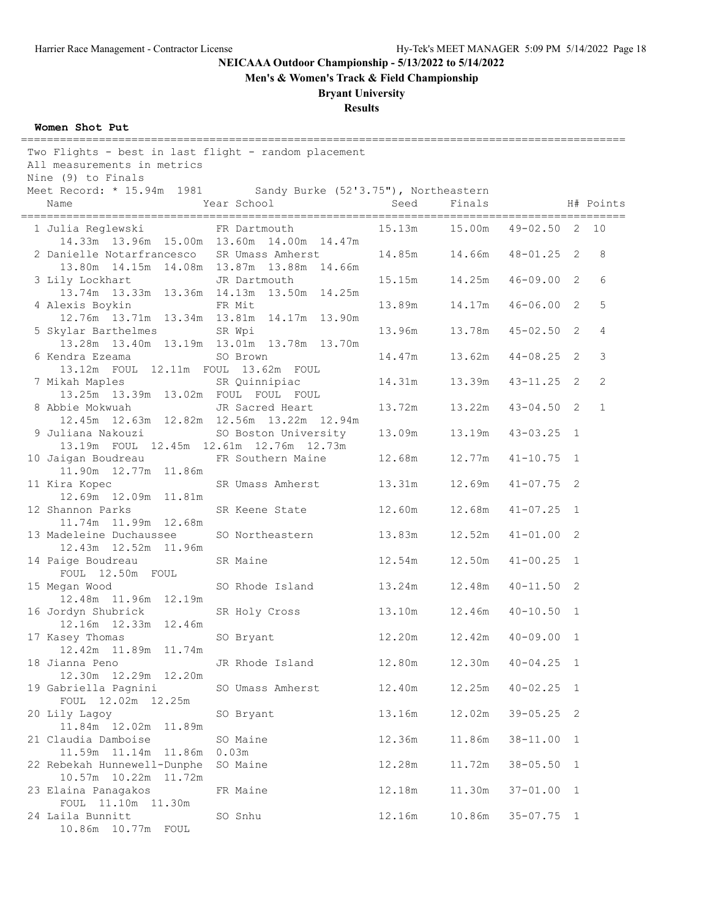NEICAAA Outdoor Championship - 5/13/2022 to 5/14/2022

Men's & Women's Track & Field Championship

Bryant University

Results

**Women Shot Put**

Two Flights - best in last flight - random placement
All measurements in metrics
Nine (9) to Finals
Meet Record: * 15.94m 1981 Sandy Burke (52'3.75"), Northeastern

| Place | Name | Year | School | Seed | Finals | | H# | Points |
|---|---|---|---|---|---|---|---|---|
| 1 | Julia Reglewski | FR | Dartmouth | 15.13m | 15.00m | 49-02.50 | 2 | 10 |
| | 14.33m 13.96m 15.00m 13.60m 14.00m 14.47m | | | | | | | |
| 2 | Danielle Notarfrancesco | SR | Umass Amherst | 14.85m | 14.66m | 48-01.25 | 2 | 8 |
| | 13.80m 14.15m 14.08m 13.87m 13.88m 14.66m | | | | | | | |
| 3 | Lily Lockhart | JR | Dartmouth | 15.15m | 14.25m | 46-09.00 | 2 | 6 |
| | 13.74m 13.33m 13.36m 14.13m 13.50m 14.25m | | | | | | | |
| 4 | Alexis Boykin | FR | Mit | 13.89m | 14.17m | 46-06.00 | 2 | 5 |
| | 12.76m 13.71m 13.34m 13.81m 14.17m 13.90m | | | | | | | |
| 5 | Skylar Barthelmes | SR | Wpi | 13.96m | 13.78m | 45-02.50 | 2 | 4 |
| | 13.28m 13.40m 13.19m 13.01m 13.78m 13.70m | | | | | | | |
| 6 | Kendra Ezeama | SO | Brown | 14.47m | 13.62m | 44-08.25 | 2 | 3 |
| | 13.12m FOUL 12.11m FOUL 13.62m FOUL | | | | | | | |
| 7 | Mikah Maples | SR | Quinnipiac | 14.31m | 13.39m | 43-11.25 | 2 | 2 |
| | 13.25m 13.39m 13.02m FOUL FOUL FOUL | | | | | | | |
| 8 | Abbie Mokwuah | JR | Sacred Heart | 13.72m | 13.22m | 43-04.50 | 2 | 1 |
| | 12.45m 12.63m 12.82m 12.56m 13.22m 12.94m | | | | | | | |
| 9 | Juliana Nakouzi | SO | Boston University | 13.09m | 13.19m | 43-03.25 | 1 | |
| | 13.19m FOUL 12.45m 12.61m 12.76m 12.73m | | | | | | | |
| 10 | Jaigan Boudreau | FR | Southern Maine | 12.68m | 12.77m | 41-10.75 | 1 | |
| | 11.90m 12.77m 11.86m | | | | | | | |
| 11 | Kira Kopec | SR | Umass Amherst | 13.31m | 12.69m | 41-07.75 | 2 | |
| | 12.69m 12.09m 11.81m | | | | | | | |
| 12 | Shannon Parks | SR | Keene State | 12.60m | 12.68m | 41-07.25 | 1 | |
| | 11.74m 11.99m 12.68m | | | | | | | |
| 13 | Madeleine Duchaussee | SO | Northeastern | 13.83m | 12.52m | 41-01.00 | 2 | |
| | 12.43m 12.52m 11.96m | | | | | | | |
| 14 | Paige Boudreau | SR | Maine | 12.54m | 12.50m | 41-00.25 | 1 | |
| | FOUL 12.50m FOUL | | | | | | | |
| 15 | Megan Wood | SO | Rhode Island | 13.24m | 12.48m | 40-11.50 | 2 | |
| | 12.48m 11.96m 12.19m | | | | | | | |
| 16 | Jordyn Shubrick | SR | Holy Cross | 13.10m | 12.46m | 40-10.50 | 1 | |
| | 12.16m 12.33m 12.46m | | | | | | | |
| 17 | Kasey Thomas | SO | Bryant | 12.20m | 12.42m | 40-09.00 | 1 | |
| | 12.42m 11.89m 11.74m | | | | | | | |
| 18 | Jianna Peno | JR | Rhode Island | 12.80m | 12.30m | 40-04.25 | 1 | |
| | 12.30m 12.29m 12.20m | | | | | | | |
| 19 | Gabriella Pagnini | SO | Umass Amherst | 12.40m | 12.25m | 40-02.25 | 1 | |
| | FOUL 12.02m 12.25m | | | | | | | |
| 20 | Lily Lagoy | SO | Bryant | 13.16m | 12.02m | 39-05.25 | 2 | |
| | 11.84m 12.02m 11.89m | | | | | | | |
| 21 | Claudia Damboise | SO | Maine | 12.36m | 11.86m | 38-11.00 | 1 | |
| | 11.59m 11.14m 11.86m 0.03m | | | | | | | |
| 22 | Rebekah Hunnewell-Dunphe | SO | Maine | 12.28m | 11.72m | 38-05.50 | 1 | |
| | 10.57m 10.22m 11.72m | | | | | | | |
| 23 | Elaina Panagakos | FR | Maine | 12.18m | 11.30m | 37-01.00 | 1 | |
| | FOUL 11.10m 11.30m | | | | | | | |
| 24 | Laila Bunnitt | SO | Snhu | 12.16m | 10.86m | 35-07.75 | 1 | |
| | 10.86m 10.77m FOUL | | | | | | | |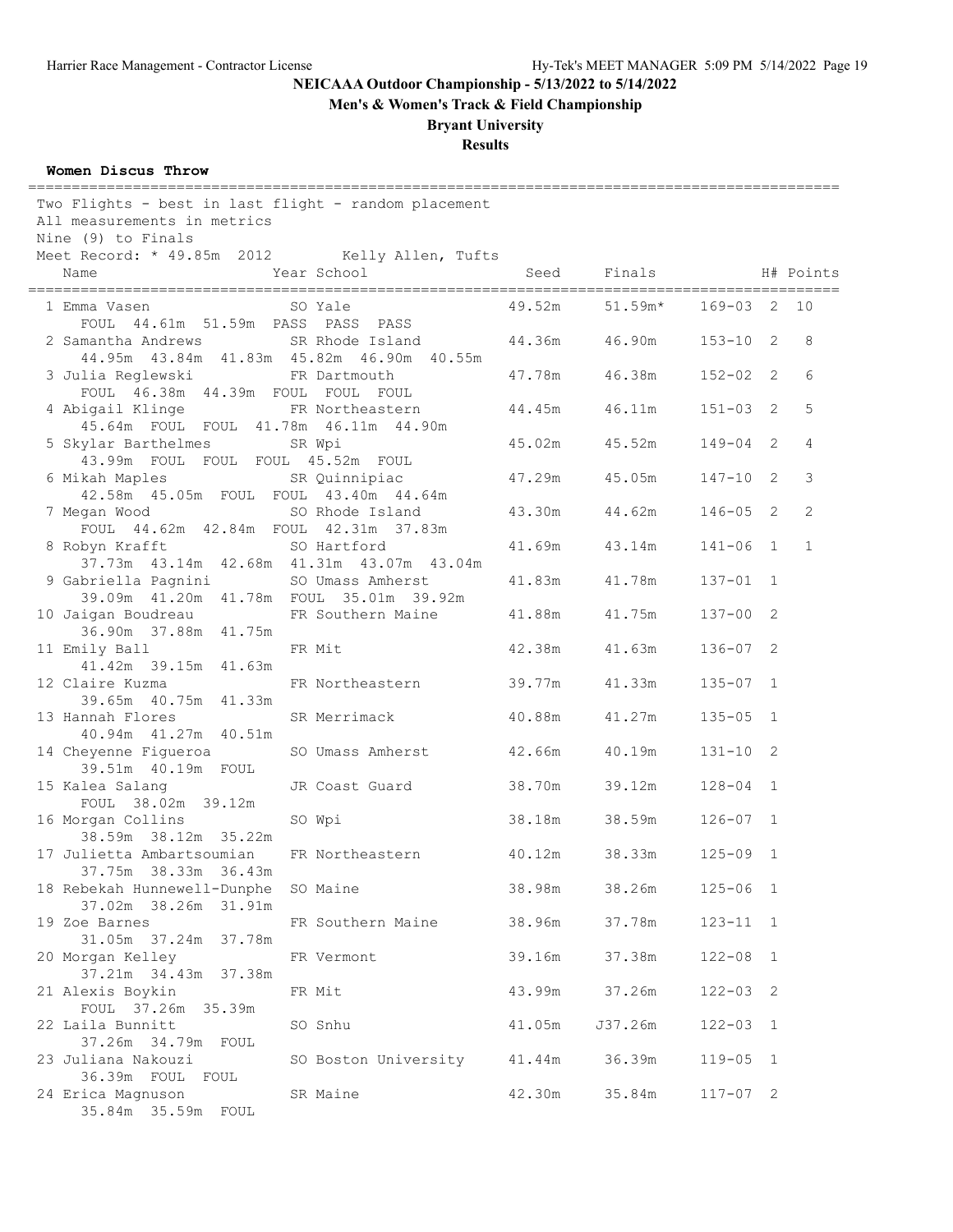**NEICAAA Outdoor Championship - 5/13/2022 to 5/14/2022**

**Men's & Women's Track & Field Championship**

**Bryant University**

**Results**

### Women Discus Throw

Two Flights - best in last flight - random placement
All measurements in metrics
Nine (9) to Finals
Meet Record: * 49.85m 2012 Kelly Allen, Tufts

| Place | Name | Year | School | Seed | Finals | | H# | Points |
|---|---|---|---|---|---|---|---|---|
| 1 | Emma Vasen | SO | Yale | 49.52m | 51.59m* | 169-03 | 2 | 10 |
| | FOUL 44.61m 51.59m PASS PASS PASS | | | | | | | |
| 2 | Samantha Andrews | SR | Rhode Island | 44.36m | 46.90m | 153-10 | 2 | 8 |
| | 44.95m 43.84m 41.83m 45.82m 46.90m 40.55m | | | | | | | |
| 3 | Julia Reglewski | FR | Dartmouth | 47.78m | 46.38m | 152-02 | 2 | 6 |
| | FOUL 46.38m 44.39m FOUL FOUL FOUL | | | | | | | |
| 4 | Abigail Klinge | FR | Northeastern | 44.45m | 46.11m | 151-03 | 2 | 5 |
| | 45.64m FOUL FOUL 41.78m 46.11m 44.90m | | | | | | | |
| 5 | Skylar Barthelmes | SR | Wpi | 45.02m | 45.52m | 149-04 | 2 | 4 |
| | 43.99m FOUL FOUL FOUL 45.52m FOUL | | | | | | | |
| 6 | Mikah Maples | SR | Quinnipiac | 47.29m | 45.05m | 147-10 | 2 | 3 |
| | 42.58m 45.05m FOUL FOUL 43.40m 44.64m | | | | | | | |
| 7 | Megan Wood | SO | Rhode Island | 43.30m | 44.62m | 146-05 | 2 | 2 |
| | FOUL 44.62m 42.84m FOUL 42.31m 37.83m | | | | | | | |
| 8 | Robyn Krafft | SO | Hartford | 41.69m | 43.14m | 141-06 | 1 | 1 |
| | 37.73m 43.14m 42.68m 41.31m 43.07m 43.04m | | | | | | | |
| 9 | Gabriella Pagnini | SO | Umass Amherst | 41.83m | 41.78m | 137-01 | 1 | |
| | 39.09m 41.20m 41.78m FOUL 35.01m 39.92m | | | | | | | |
| 10 | Jaigan Boudreau | FR | Southern Maine | 41.88m | 41.75m | 137-00 | 2 | |
| | 36.90m 37.88m 41.75m | | | | | | | |
| 11 | Emily Ball | FR | Mit | 42.38m | 41.63m | 136-07 | 2 | |
| | 41.42m 39.15m 41.63m | | | | | | | |
| 12 | Claire Kuzma | FR | Northeastern | 39.77m | 41.33m | 135-07 | 1 | |
| | 39.65m 40.75m 41.33m | | | | | | | |
| 13 | Hannah Flores | SR | Merrimack | 40.88m | 41.27m | 135-05 | 1 | |
| | 40.94m 41.27m 40.51m | | | | | | | |
| 14 | Cheyenne Figueroa | SO | Umass Amherst | 42.66m | 40.19m | 131-10 | 2 | |
| | 39.51m 40.19m FOUL | | | | | | | |
| 15 | Kalea Salang | JR | Coast Guard | 38.70m | 39.12m | 128-04 | 1 | |
| | FOUL 38.02m 39.12m | | | | | | | |
| 16 | Morgan Collins | SO | Wpi | 38.18m | 38.59m | 126-07 | 1 | |
| | 38.59m 38.12m 35.22m | | | | | | | |
| 17 | Julietta Ambartsoumian | FR | Northeastern | 40.12m | 38.33m | 125-09 | 1 | |
| | 37.75m 38.33m 36.43m | | | | | | | |
| 18 | Rebekah Hunnewell-Dunphe | SO | Maine | 38.98m | 38.26m | 125-06 | 1 | |
| | 37.02m 38.26m 31.91m | | | | | | | |
| 19 | Zoe Barnes | FR | Southern Maine | 38.96m | 37.78m | 123-11 | 1 | |
| | 31.05m 37.24m 37.78m | | | | | | | |
| 20 | Morgan Kelley | FR | Vermont | 39.16m | 37.38m | 122-08 | 1 | |
| | 37.21m 34.43m 37.38m | | | | | | | |
| 21 | Alexis Boykin | FR | Mit | 43.99m | 37.26m | 122-03 | 2 | |
| | FOUL 37.26m 35.39m | | | | | | | |
| 22 | Laila Bunnitt | SO | Snhu | 41.05m | J37.26m | 122-03 | 1 | |
| | 37.26m 34.79m FOUL | | | | | | | |
| 23 | Juliana Nakouzi | SO | Boston University | 41.44m | 36.39m | 119-05 | 1 | |
| | 36.39m FOUL FOUL | | | | | | | |
| 24 | Erica Magnuson | SR | Maine | 42.30m | 35.84m | 117-07 | 2 | |
| | 35.84m 35.59m FOUL | | | | | | | |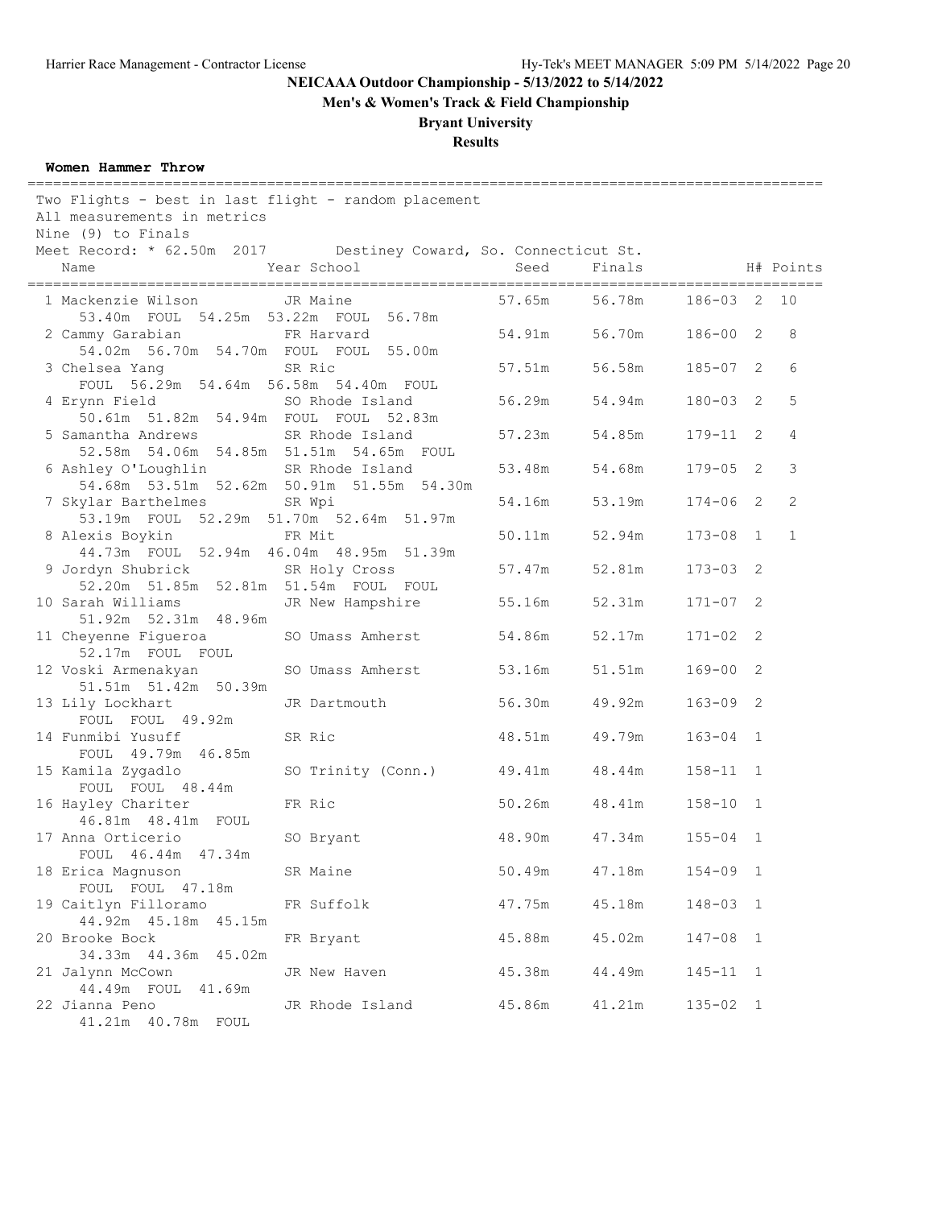**NEICAAA Outdoor Championship - 5/13/2022 to 5/14/2022**

**Men's & Women's Track & Field Championship**

**Bryant University**

**Results**

#### Women Hammer Throw

Two Flights - best in last flight - random placement
All measurements in metrics
Nine (9) to Finals
Meet Record: * 62.50m 2017 Destiney Coward, So. Connecticut St.

| Place | Name | Year | School | Seed | Finals | | H# | Points |
|---|---|---|---|---|---|---|---|---|
| 1 | Mackenzie Wilson | JR | Maine | 57.65m | 56.78m | 186-03 | 2 | 10 |
| | 53.40m FOUL 54.25m 53.22m FOUL 56.78m | | | | | | | |
| 2 | Cammy Garabian | FR | Harvard | 54.91m | 56.70m | 186-00 | 2 | 8 |
| | 54.02m 56.70m 54.70m FOUL FOUL 55.00m | | | | | | | |
| 3 | Chelsea Yang | SR | Ric | 57.51m | 56.58m | 185-07 | 2 | 6 |
| | FOUL 56.29m 54.64m 56.58m 54.40m FOUL | | | | | | | |
| 4 | Erynn Field | SO | Rhode Island | 56.29m | 54.94m | 180-03 | 2 | 5 |
| | 50.61m 51.82m 54.94m FOUL FOUL 52.83m | | | | | | | |
| 5 | Samantha Andrews | SR | Rhode Island | 57.23m | 54.85m | 179-11 | 2 | 4 |
| | 52.58m 54.06m 54.85m 51.51m 54.65m FOUL | | | | | | | |
| 6 | Ashley O'Loughlin | SR | Rhode Island | 53.48m | 54.68m | 179-05 | 2 | 3 |
| | 54.68m 53.51m 52.62m 50.91m 51.55m 54.30m | | | | | | | |
| 7 | Skylar Barthelmes | SR | Wpi | 54.16m | 53.19m | 174-06 | 2 | 2 |
| | 53.19m FOUL 52.29m 51.70m 52.64m 51.97m | | | | | | | |
| 8 | Alexis Boykin | FR | Mit | 50.11m | 52.94m | 173-08 | 1 | 1 |
| | 44.73m FOUL 52.94m 46.04m 48.95m 51.39m | | | | | | | |
| 9 | Jordyn Shubrick | SR | Holy Cross | 57.47m | 52.81m | 173-03 | 2 | |
| | 52.20m 51.85m 52.81m 51.54m FOUL FOUL | | | | | | | |
| 10 | Sarah Williams | JR | New Hampshire | 55.16m | 52.31m | 171-07 | 2 | |
| | 51.92m 52.31m 48.96m | | | | | | | |
| 11 | Cheyenne Figueroa | SO | Umass Amherst | 54.86m | 52.17m | 171-02 | 2 | |
| | 52.17m FOUL FOUL | | | | | | | |
| 12 | Voski Armenakyan | SO | Umass Amherst | 53.16m | 51.51m | 169-00 | 2 | |
| | 51.51m 51.42m 50.39m | | | | | | | |
| 13 | Lily Lockhart | JR | Dartmouth | 56.30m | 49.92m | 163-09 | 2 | |
| | FOUL FOUL 49.92m | | | | | | | |
| 14 | Funmibi Yusuff | SR | Ric | 48.51m | 49.79m | 163-04 | 1 | |
| | FOUL 49.79m 46.85m | | | | | | | |
| 15 | Kamila Zygadlo | SO | Trinity (Conn.) | 49.41m | 48.44m | 158-11 | 1 | |
| | FOUL FOUL 48.44m | | | | | | | |
| 16 | Hayley Chariter | FR | Ric | 50.26m | 48.41m | 158-10 | 1 | |
| | 46.81m 48.41m FOUL | | | | | | | |
| 17 | Anna Orticerio | SO | Bryant | 48.90m | 47.34m | 155-04 | 1 | |
| | FOUL 46.44m 47.34m | | | | | | | |
| 18 | Erica Magnuson | SR | Maine | 50.49m | 47.18m | 154-09 | 1 | |
| | FOUL FOUL 47.18m | | | | | | | |
| 19 | Caitlyn Filloramo | FR | Suffolk | 47.75m | 45.18m | 148-03 | 1 | |
| | 44.92m 45.18m 45.15m | | | | | | | |
| 20 | Brooke Bock | FR | Bryant | 45.88m | 45.02m | 147-08 | 1 | |
| | 34.33m 44.36m 45.02m | | | | | | | |
| 21 | Jalynn McCown | JR | New Haven | 45.38m | 44.49m | 145-11 | 1 | |
| | 44.49m FOUL 41.69m | | | | | | | |
| 22 | Jianna Peno | JR | Rhode Island | 45.86m | 41.21m | 135-02 | 1 | |
| | 41.21m 40.78m FOUL | | | | | | | |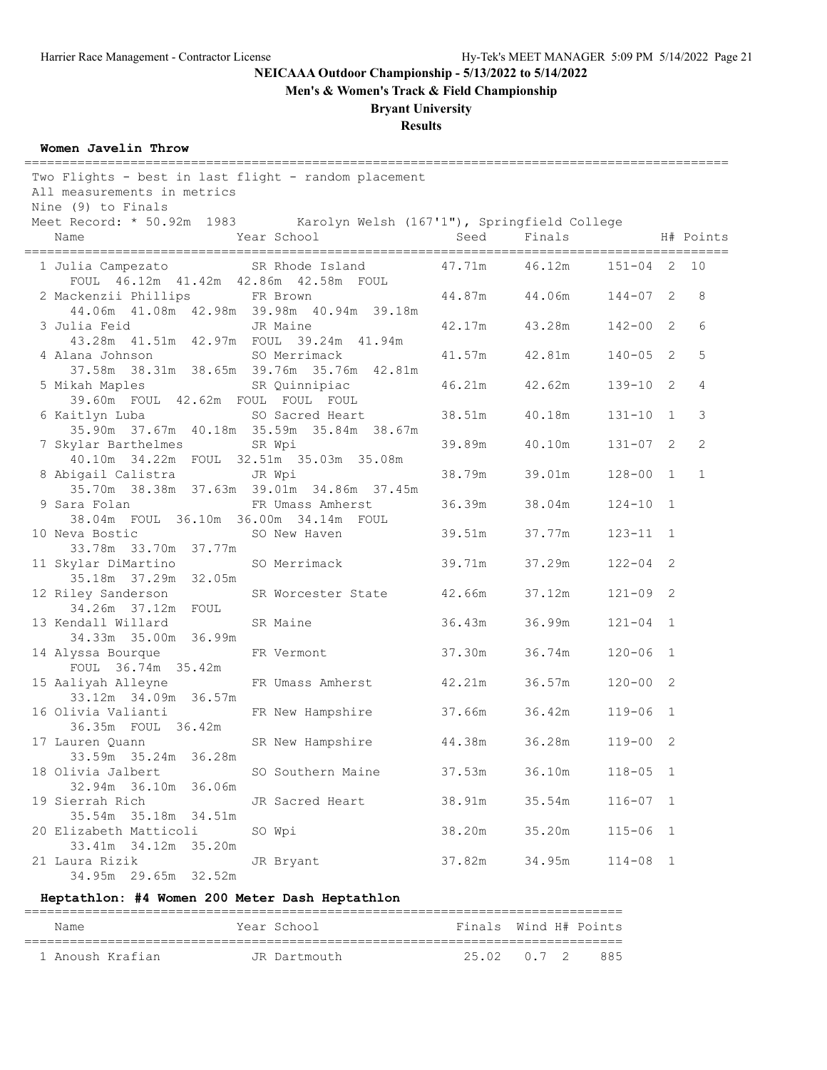Harrier Race Management - Contractor License

Hy-Tek's MEET MANAGER 5:09 PM 5/14/2022 Page 21

**NEICAAA Outdoor Championship - 5/13/2022 to 5/14/2022**

**Men's & Women's Track & Field Championship**

**Bryant University**

**Results**

### Women Javelin Throw

Two Flights - best in last flight - random placement
All measurements in metrics
Nine (9) to Finals
Meet Record: * 50.92m 1983 Karolyn Welsh (167'1"), Springfield College

| Name | Year | School | Seed | Finals | | H# | Points |
|---|---|---|---|---|---|---|---|
| 1 Julia Campezato | SR | Rhode Island | 47.71m | 46.12m | 151-04 | 2 | 10 |
| FOUL 46.12m 41.42m 42.86m 42.58m FOUL | | | | | | | |
| 2 Mackenzii Phillips | FR | Brown | 44.87m | 44.06m | 144-07 | 2 | 8 |
| 44.06m 41.08m 42.98m 39.98m 40.94m 39.18m | | | | | | | |
| 3 Julia Feid | JR | Maine | 42.17m | 43.28m | 142-00 | 2 | 6 |
| 43.28m 41.51m 42.97m FOUL 39.24m 41.94m | | | | | | | |
| 4 Alana Johnson | SO | Merrimack | 41.57m | 42.81m | 140-05 | 2 | 5 |
| 37.58m 38.31m 38.65m 39.76m 35.76m 42.81m | | | | | | | |
| 5 Mikah Maples | SR | Quinnipiac | 46.21m | 42.62m | 139-10 | 2 | 4 |
| 39.60m FOUL 42.62m FOUL FOUL FOUL | | | | | | | |
| 6 Kaitlyn Luba | SO | Sacred Heart | 38.51m | 40.18m | 131-10 | 1 | 3 |
| 35.90m 37.67m 40.18m 35.59m 35.84m 38.67m | | | | | | | |
| 7 Skylar Barthelmes | SR | Wpi | 39.89m | 40.10m | 131-07 | 2 | 2 |
| 40.10m 34.22m FOUL 32.51m 35.03m 35.08m | | | | | | | |
| 8 Abigail Calistra | JR | Wpi | 38.79m | 39.01m | 128-00 | 1 | 1 |
| 35.70m 38.38m 37.63m 39.01m 34.86m 37.45m | | | | | | | |
| 9 Sara Folan | FR | Umass Amherst | 36.39m | 38.04m | 124-10 | 1 | |
| 38.04m FOUL 36.10m 36.00m 34.14m FOUL | | | | | | | |
| 10 Neva Bostic | SO | New Haven | 39.51m | 37.77m | 123-11 | 1 | |
| 33.78m 33.70m 37.77m | | | | | | | |
| 11 Skylar DiMartino | SO | Merrimack | 39.71m | 37.29m | 122-04 | 2 | |
| 35.18m 37.29m 32.05m | | | | | | | |
| 12 Riley Sanderson | SR | Worcester State | 42.66m | 37.12m | 121-09 | 2 | |
| 34.26m 37.12m FOUL | | | | | | | |
| 13 Kendall Willard | SR | Maine | 36.43m | 36.99m | 121-04 | 1 | |
| 34.33m 35.00m 36.99m | | | | | | | |
| 14 Alyssa Bourque | FR | Vermont | 37.30m | 36.74m | 120-06 | 1 | |
| FOUL 36.74m 35.42m | | | | | | | |
| 15 Aaliyah Alleyne | FR | Umass Amherst | 42.21m | 36.57m | 120-00 | 2 | |
| 33.12m 34.09m 36.57m | | | | | | | |
| 16 Olivia Valianti | FR | New Hampshire | 37.66m | 36.42m | 119-06 | 1 | |
| 36.35m FOUL 36.42m | | | | | | | |
| 17 Lauren Quann | SR | New Hampshire | 44.38m | 36.28m | 119-00 | 2 | |
| 33.59m 35.24m 36.28m | | | | | | | |
| 18 Olivia Jalbert | SO | Southern Maine | 37.53m | 36.10m | 118-05 | 1 | |
| 32.94m 36.10m 36.06m | | | | | | | |
| 19 Sierrah Rich | JR | Sacred Heart | 38.91m | 35.54m | 116-07 | 1 | |
| 35.54m 35.18m 34.51m | | | | | | | |
| 20 Elizabeth Matticoli | SO | Wpi | 38.20m | 35.20m | 115-06 | 1 | |
| 33.41m 34.12m 35.20m | | | | | | | |
| 21 Laura Rizik | JR | Bryant | 37.82m | 34.95m | 114-08 | 1 | |
| 34.95m 29.65m 32.52m | | | | | | | |

### Heptathlon: #4 Women 200 Meter Dash Heptathlon

| Name | Year | School | Finals | Wind | H# | Points |
|---|---|---|---|---|---|---|
| 1 Anoush Krafian | JR | Dartmouth | 25.02 | 0.7 | 2 | 885 |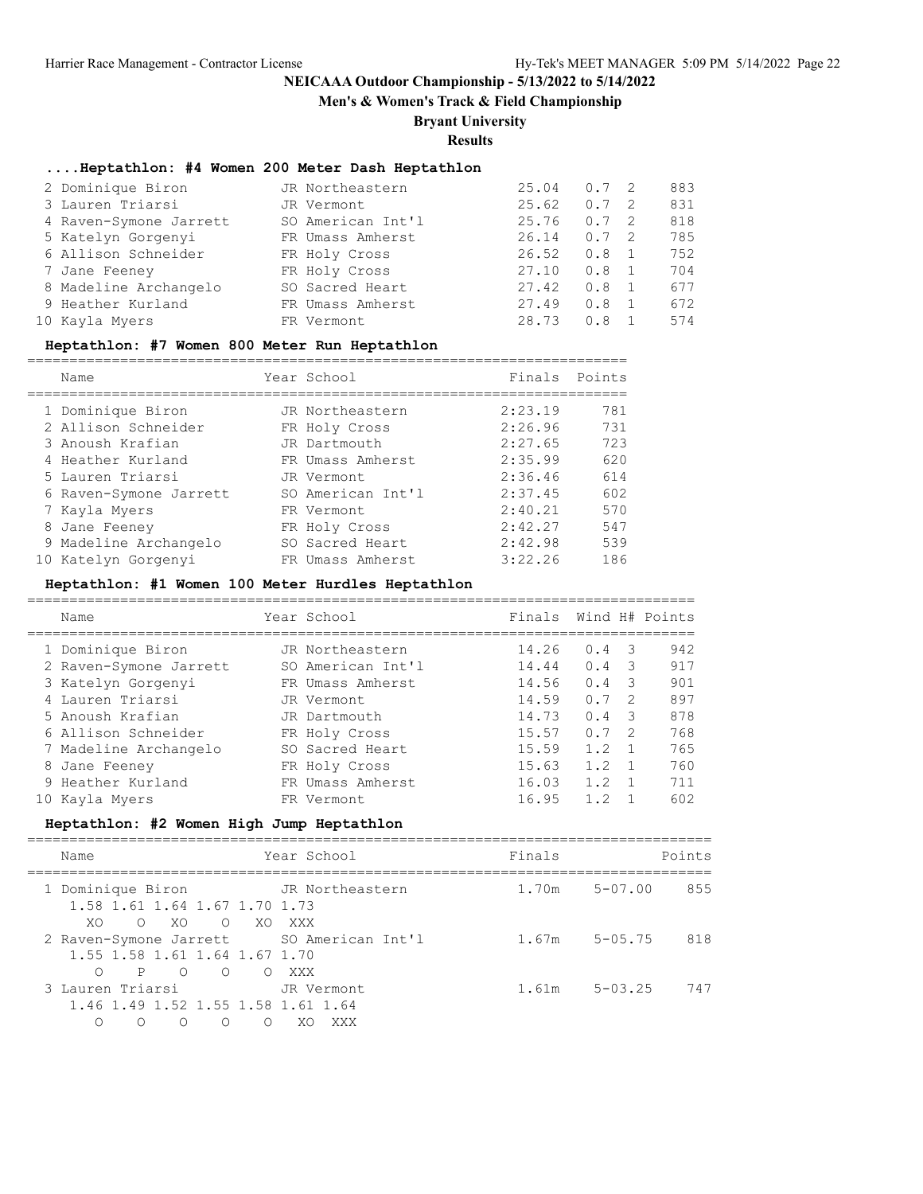## NEICAAA Outdoor Championship - 5/13/2022 to 5/14/2022

**Men's & Women's Track & Field Championship**

**Bryant University**

**Results**

### ....Heptathlon: #4 Women 200 Meter Dash Heptathlon

| Place | Name | Year | School | Finals | Wind | H# | Points |
|---|---|---|---|---|---|---|---|
| 2 | Dominique Biron | JR | Northeastern | 25.04 | 0.7 | 2 | 883 |
| 3 | Lauren Triarsi | JR | Vermont | 25.62 | 0.7 | 2 | 831 |
| 4 | Raven-Symone Jarrett | SO | American Int'l | 25.76 | 0.7 | 2 | 818 |
| 5 | Katelyn Gorgenyi | FR | Umass Amherst | 26.14 | 0.7 | 2 | 785 |
| 6 | Allison Schneider | FR | Holy Cross | 26.52 | 0.8 | 1 | 752 |
| 7 | Jane Feeney | FR | Holy Cross | 27.10 | 0.8 | 1 | 704 |
| 8 | Madeline Archangelo | SO | Sacred Heart | 27.42 | 0.8 | 1 | 677 |
| 9 | Heather Kurland | FR | Umass Amherst | 27.49 | 0.8 | 1 | 672 |
| 10 | Kayla Myers | FR | Vermont | 28.73 | 0.8 | 1 | 574 |

### Heptathlon: #7 Women 800 Meter Run Heptathlon

| Place | Name | Year | School | Finals | Points |
|---|---|---|---|---|---|
| 1 | Dominique Biron | JR | Northeastern | 2:23.19 | 781 |
| 2 | Allison Schneider | FR | Holy Cross | 2:26.96 | 731 |
| 3 | Anoush Krafian | JR | Dartmouth | 2:27.65 | 723 |
| 4 | Heather Kurland | FR | Umass Amherst | 2:35.99 | 620 |
| 5 | Lauren Triarsi | JR | Vermont | 2:36.46 | 614 |
| 6 | Raven-Symone Jarrett | SO | American Int'l | 2:37.45 | 602 |
| 7 | Kayla Myers | FR | Vermont | 2:40.21 | 570 |
| 8 | Jane Feeney | FR | Holy Cross | 2:42.27 | 547 |
| 9 | Madeline Archangelo | SO | Sacred Heart | 2:42.98 | 539 |
| 10 | Katelyn Gorgenyi | FR | Umass Amherst | 3:22.26 | 186 |

### Heptathlon: #1 Women 100 Meter Hurdles Heptathlon

| Place | Name | Year | School | Finals | Wind | H# | Points |
|---|---|---|---|---|---|---|---|
| 1 | Dominique Biron | JR | Northeastern | 14.26 | 0.4 | 3 | 942 |
| 2 | Raven-Symone Jarrett | SO | American Int'l | 14.44 | 0.4 | 3 | 917 |
| 3 | Katelyn Gorgenyi | FR | Umass Amherst | 14.56 | 0.4 | 3 | 901 |
| 4 | Lauren Triarsi | JR | Vermont | 14.59 | 0.7 | 2 | 897 |
| 5 | Anoush Krafian | JR | Dartmouth | 14.73 | 0.4 | 3 | 878 |
| 6 | Allison Schneider | FR | Holy Cross | 15.57 | 0.7 | 2 | 768 |
| 7 | Madeline Archangelo | SO | Sacred Heart | 15.59 | 1.2 | 1 | 765 |
| 8 | Jane Feeney | FR | Holy Cross | 15.63 | 1.2 | 1 | 760 |
| 9 | Heather Kurland | FR | Umass Amherst | 16.03 | 1.2 | 1 | 711 |
| 10 | Kayla Myers | FR | Vermont | 16.95 | 1.2 | 1 | 602 |

### Heptathlon: #2 Women High Jump Heptathlon

| Place | Name | Year | School | Finals | | Points |
|---|---|---|---|---|---|---|
| 1 | Dominique Biron | JR | Northeastern | 1.70m | 5-07.00 | 855 |
| | 1.58 1.61 1.64 1.67 1.70 1.73 | | | | | |
| | XO O XO O XO XXX | | | | | |
| 2 | Raven-Symone Jarrett | SO | American Int'l | 1.67m | 5-05.75 | 818 |
| | 1.55 1.58 1.61 1.64 1.67 1.70 | | | | | |
| | O P O O O XXX | | | | | |
| 3 | Lauren Triarsi | JR | Vermont | 1.61m | 5-03.25 | 747 |
| | 1.46 1.49 1.52 1.55 1.58 1.61 1.64 | | | | | |
| | O O O O O XO XXX | | | | | |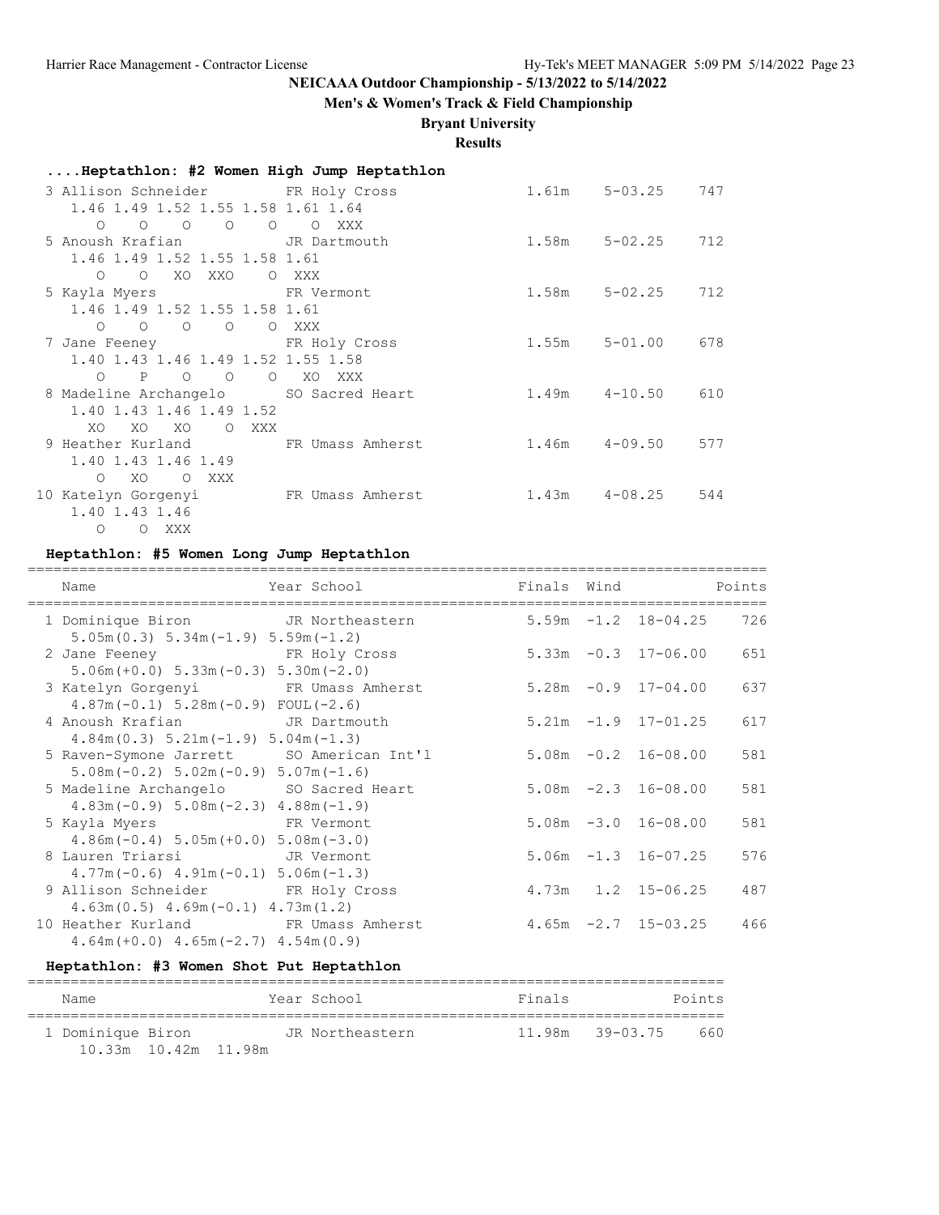**NEICAAA Outdoor Championship - 5/13/2022 to 5/14/2022**

**Men's & Women's Track & Field Championship**

**Bryant University**

**Results**

### ....Heptathlon: #2 Women High Jump Heptathlon

```
  3 Allison Schneider        FR Holy Cross                1.61m    5-03.25    747
     1.46 1.49 1.52 1.55 1.58 1.61 1.64
       O    O    O    O    O    O  XXX
  5 Anoush Krafian           JR Dartmouth                 1.58m    5-02.25    712
     1.46 1.49 1.52 1.55 1.58 1.61
       O    O   XO  XXO    O  XXX
  5 Kayla Myers              FR Vermont                   1.58m    5-02.25    712
     1.46 1.49 1.52 1.55 1.58 1.61
       O    O    O    O    O  XXX
  7 Jane Feeney              FR Holy Cross                1.55m    5-01.00    678
     1.40 1.43 1.46 1.49 1.52 1.55 1.58
       O    P    O    O    O   XO  XXX
  8 Madeline Archangelo      SO Sacred Heart              1.49m    4-10.50    610
     1.40 1.43 1.46 1.49 1.52
      XO   XO   XO    O  XXX
  9 Heather Kurland          FR Umass Amherst             1.46m    4-09.50    577
     1.40 1.43 1.46 1.49
       O   XO    O  XXX
 10 Katelyn Gorgenyi         FR Umass Amherst             1.43m    4-08.25    544
     1.40 1.43 1.46
       O    O  XXX
```

### Heptathlon: #5 Women Long Jump Heptathlon

| Place | Name | Year | School | Finals | Wind | | Points |
|---|---|---|---|---|---|---|---|
| 1 | Dominique Biron | JR | Northeastern | 5.59m | -1.2 | 18-04.25 | 726 |
| | 5.05m(0.3) 5.34m(-1.9) 5.59m(-1.2) | | | | | | |
| 2 | Jane Feeney | FR | Holy Cross | 5.33m | -0.3 | 17-06.00 | 651 |
| | 5.06m(+0.0) 5.33m(-0.3) 5.30m(-2.0) | | | | | | |
| 3 | Katelyn Gorgenyi | FR | Umass Amherst | 5.28m | -0.9 | 17-04.00 | 637 |
| | 4.87m(-0.1) 5.28m(-0.9) FOUL(-2.6) | | | | | | |
| 4 | Anoush Krafian | JR | Dartmouth | 5.21m | -1.9 | 17-01.25 | 617 |
| | 4.84m(0.3) 5.21m(-1.9) 5.04m(-1.3) | | | | | | |
| 5 | Raven-Symone Jarrett | SO | American Int'l | 5.08m | -0.2 | 16-08.00 | 581 |
| | 5.08m(-0.2) 5.02m(-0.9) 5.07m(-1.6) | | | | | | |
| 5 | Madeline Archangelo | SO | Sacred Heart | 5.08m | -2.3 | 16-08.00 | 581 |
| | 4.83m(-0.9) 5.08m(-2.3) 4.88m(-1.9) | | | | | | |
| 5 | Kayla Myers | FR | Vermont | 5.08m | -3.0 | 16-08.00 | 581 |
| | 4.86m(-0.4) 5.05m(+0.0) 5.08m(-3.0) | | | | | | |
| 8 | Lauren Triarsi | JR | Vermont | 5.06m | -1.3 | 16-07.25 | 576 |
| | 4.77m(-0.6) 4.91m(-0.1) 5.06m(-1.3) | | | | | | |
| 9 | Allison Schneider | FR | Holy Cross | 4.73m | 1.2 | 15-06.25 | 487 |
| | 4.63m(0.5) 4.69m(-0.1) 4.73m(1.2) | | | | | | |
| 10 | Heather Kurland | FR | Umass Amherst | 4.65m | -2.7 | 15-03.25 | 466 |
| | 4.64m(+0.0) 4.65m(-2.7) 4.54m(0.9) | | | | | | |

### Heptathlon: #3 Women Shot Put Heptathlon

| Place | Name | Year | School | Finals | | Points |
|---|---|---|---|---|---|---|
| 1 | Dominique Biron | JR | Northeastern | 11.98m | 39-03.75 | 660 |
| | 10.33m 10.42m 11.98m | | | | | |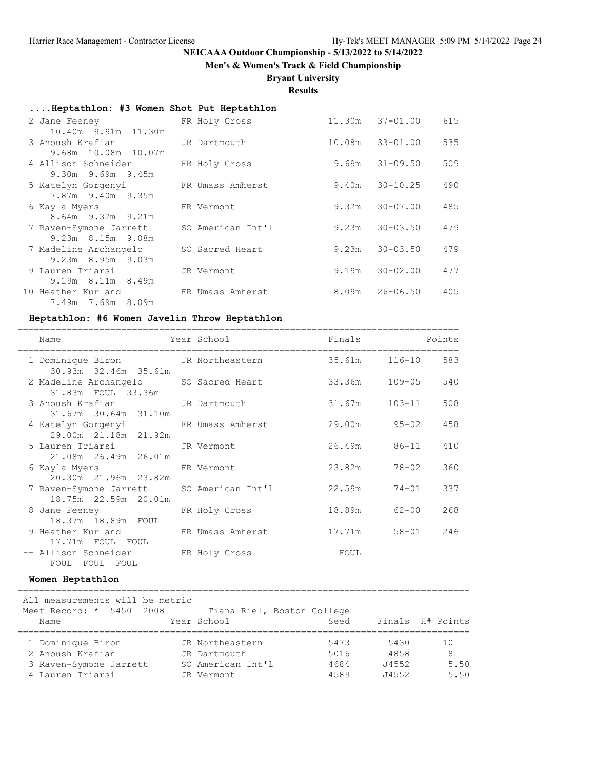**NEICAAA Outdoor Championship - 5/13/2022 to 5/14/2022**

**Men's & Women's Track & Field Championship**

**Bryant University**

**Results**

### ....Heptathlon: #3 Women Shot Put Heptathlon

| Place | Name | Year | School | Finals | | Points |
|---|---|---|---|---|---|---|
| 2 | Jane Feeney | FR | Holy Cross | 11.30m | 37-01.00 | 615 |
| | 10.40m 9.91m 11.30m | | | | | |
| 3 | Anoush Krafian | JR | Dartmouth | 10.08m | 33-01.00 | 535 |
| | 9.68m 10.08m 10.07m | | | | | |
| 4 | Allison Schneider | FR | Holy Cross | 9.69m | 31-09.50 | 509 |
| | 9.30m 9.69m 9.45m | | | | | |
| 5 | Katelyn Gorgenyi | FR | Umass Amherst | 9.40m | 30-10.25 | 490 |
| | 7.87m 9.40m 9.35m | | | | | |
| 6 | Kayla Myers | FR | Vermont | 9.32m | 30-07.00 | 485 |
| | 8.64m 9.32m 9.21m | | | | | |
| 7 | Raven-Symone Jarrett | SO | American Int'l | 9.23m | 30-03.50 | 479 |
| | 9.23m 8.15m 9.08m | | | | | |
| 7 | Madeline Archangelo | SO | Sacred Heart | 9.23m | 30-03.50 | 479 |
| | 9.23m 8.95m 9.03m | | | | | |
| 9 | Lauren Triarsi | JR | Vermont | 9.19m | 30-02.00 | 477 |
| | 9.19m 8.11m 8.49m | | | | | |
| 10 | Heather Kurland | FR | Umass Amherst | 8.09m | 26-06.50 | 405 |
| | 7.49m 7.69m 8.09m | | | | | |

### Heptathlon: #6 Women Javelin Throw Heptathlon

| Place | Name | Year | School | Finals | | Points |
|---|---|---|---|---|---|---|
| 1 | Dominique Biron | JR | Northeastern | 35.61m | 116-10 | 583 |
| | 30.93m 32.46m 35.61m | | | | | |
| 2 | Madeline Archangelo | SO | Sacred Heart | 33.36m | 109-05 | 540 |
| | 31.83m FOUL 33.36m | | | | | |
| 3 | Anoush Krafian | JR | Dartmouth | 31.67m | 103-11 | 508 |
| | 31.67m 30.64m 31.10m | | | | | |
| 4 | Katelyn Gorgenyi | FR | Umass Amherst | 29.00m | 95-02 | 458 |
| | 29.00m 21.18m 21.92m | | | | | |
| 5 | Lauren Triarsi | JR | Vermont | 26.49m | 86-11 | 410 |
| | 21.08m 26.49m 26.01m | | | | | |
| 6 | Kayla Myers | FR | Vermont | 23.82m | 78-02 | 360 |
| | 20.30m 21.96m 23.82m | | | | | |
| 7 | Raven-Symone Jarrett | SO | American Int'l | 22.59m | 74-01 | 337 |
| | 18.75m 22.59m 20.01m | | | | | |
| 8 | Jane Feeney | FR | Holy Cross | 18.89m | 62-00 | 268 |
| | 18.37m 18.89m FOUL | | | | | |
| 9 | Heather Kurland | FR | Umass Amherst | 17.71m | 58-01 | 246 |
| | 17.71m FOUL FOUL | | | | | |
| -- | Allison Schneider | FR | Holy Cross | FOUL | | |
| | FOUL FOUL FOUL | | | | | |

### Women Heptathlon

All measurements will be metric

Meet Record: * 5450 2008 Tiana Riel, Boston College

| Place | Name | Year | School | Seed | Finals | H# | Points |
|---|---|---|---|---|---|---|---|
| 1 | Dominique Biron | JR | Northeastern | 5473 | 5430 | | 10 |
| 2 | Anoush Krafian | JR | Dartmouth | 5016 | 4858 | | 8 |
| 3 | Raven-Symone Jarrett | SO | American Int'l | 4684 | J4552 | | 5.50 |
| 4 | Lauren Triarsi | JR | Vermont | 4589 | J4552 | | 5.50 |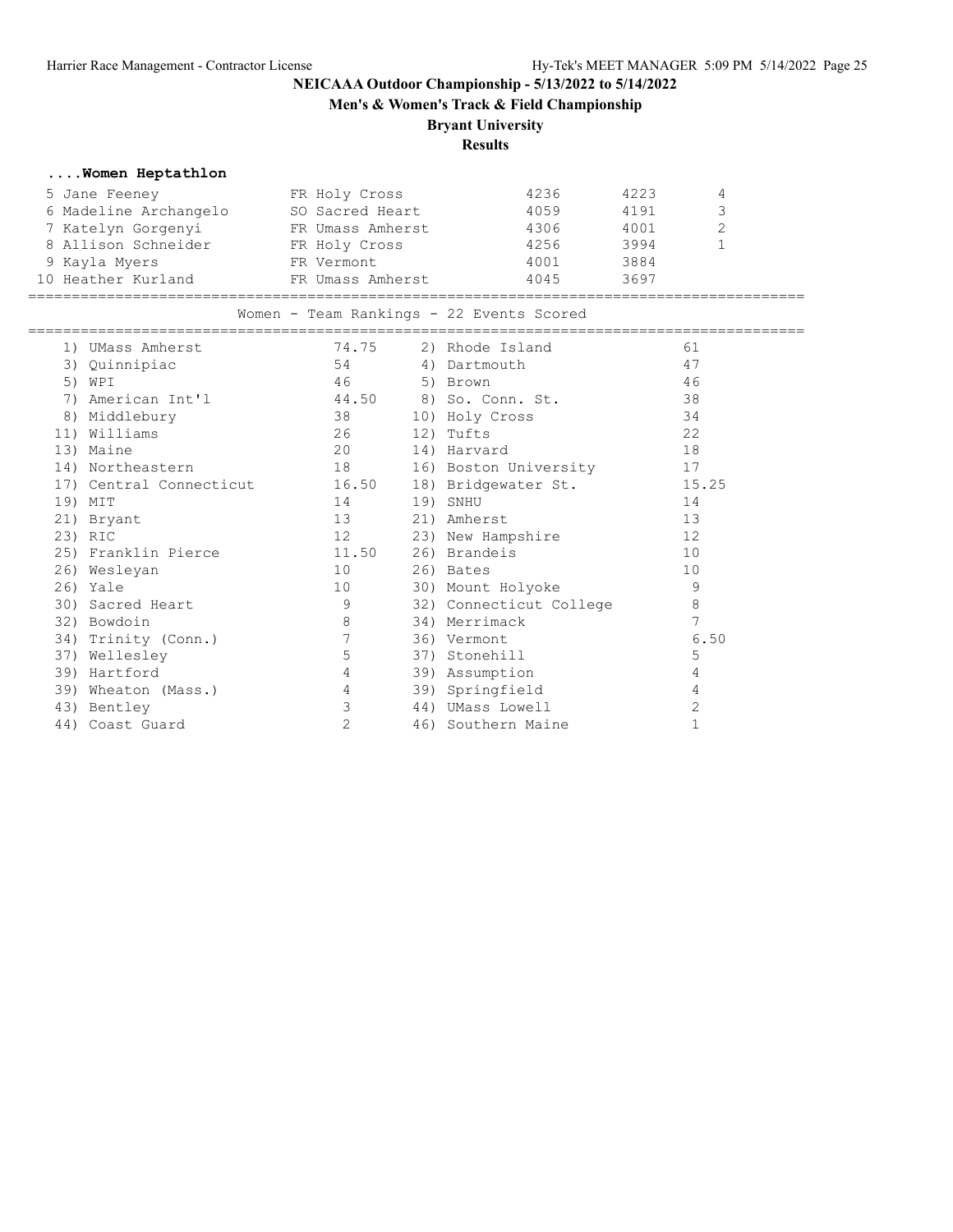**NEICAAA Outdoor Championship - 5/13/2022 to 5/14/2022**

**Men's & Women's Track & Field Championship**

**Bryant University**

**Results**

### ....Women Heptathlon

| | | | | | |
|---|---|---|---|---|---|
| 5 | Jane Feeney | FR Holy Cross | 4236 | 4223 | 4 |
| 6 | Madeline Archangelo | SO Sacred Heart | 4059 | 4191 | 3 |
| 7 | Katelyn Gorgenyi | FR Umass Amherst | 4306 | 4001 | 2 |
| 8 | Allison Schneider | FR Holy Cross | 4256 | 3994 | 1 |
| 9 | Kayla Myers | FR Vermont | 4001 | 3884 | |
| 10 | Heather Kurland | FR Umass Amherst | 4045 | 3697 | |

### Women - Team Rankings - 22 Events Scored

| | | | | | |
|---|---|---|---|---|---|
| 1) | UMass Amherst | 74.75 | 2) | Rhode Island | 61 |
| 3) | Quinnipiac | 54 | 4) | Dartmouth | 47 |
| 5) | WPI | 46 | 5) | Brown | 46 |
| 7) | American Int'l | 44.50 | 8) | So. Conn. St. | 38 |
| 8) | Middlebury | 38 | 10) | Holy Cross | 34 |
| 11) | Williams | 26 | 12) | Tufts | 22 |
| 13) | Maine | 20 | 14) | Harvard | 18 |
| 14) | Northeastern | 18 | 16) | Boston University | 17 |
| 17) | Central Connecticut | 16.50 | 18) | Bridgewater St. | 15.25 |
| 19) | MIT | 14 | 19) | SNHU | 14 |
| 21) | Bryant | 13 | 21) | Amherst | 13 |
| 23) | RIC | 12 | 23) | New Hampshire | 12 |
| 25) | Franklin Pierce | 11.50 | 26) | Brandeis | 10 |
| 26) | Wesleyan | 10 | 26) | Bates | 10 |
| 26) | Yale | 10 | 30) | Mount Holyoke | 9 |
| 30) | Sacred Heart | 9 | 32) | Connecticut College | 8 |
| 32) | Bowdoin | 8 | 34) | Merrimack | 7 |
| 34) | Trinity (Conn.) | 7 | 36) | Vermont | 6.50 |
| 37) | Wellesley | 5 | 37) | Stonehill | 5 |
| 39) | Hartford | 4 | 39) | Assumption | 4 |
| 39) | Wheaton (Mass.) | 4 | 39) | Springfield | 4 |
| 43) | Bentley | 3 | 44) | UMass Lowell | 2 |
| 44) | Coast Guard | 2 | 46) | Southern Maine | 1 |